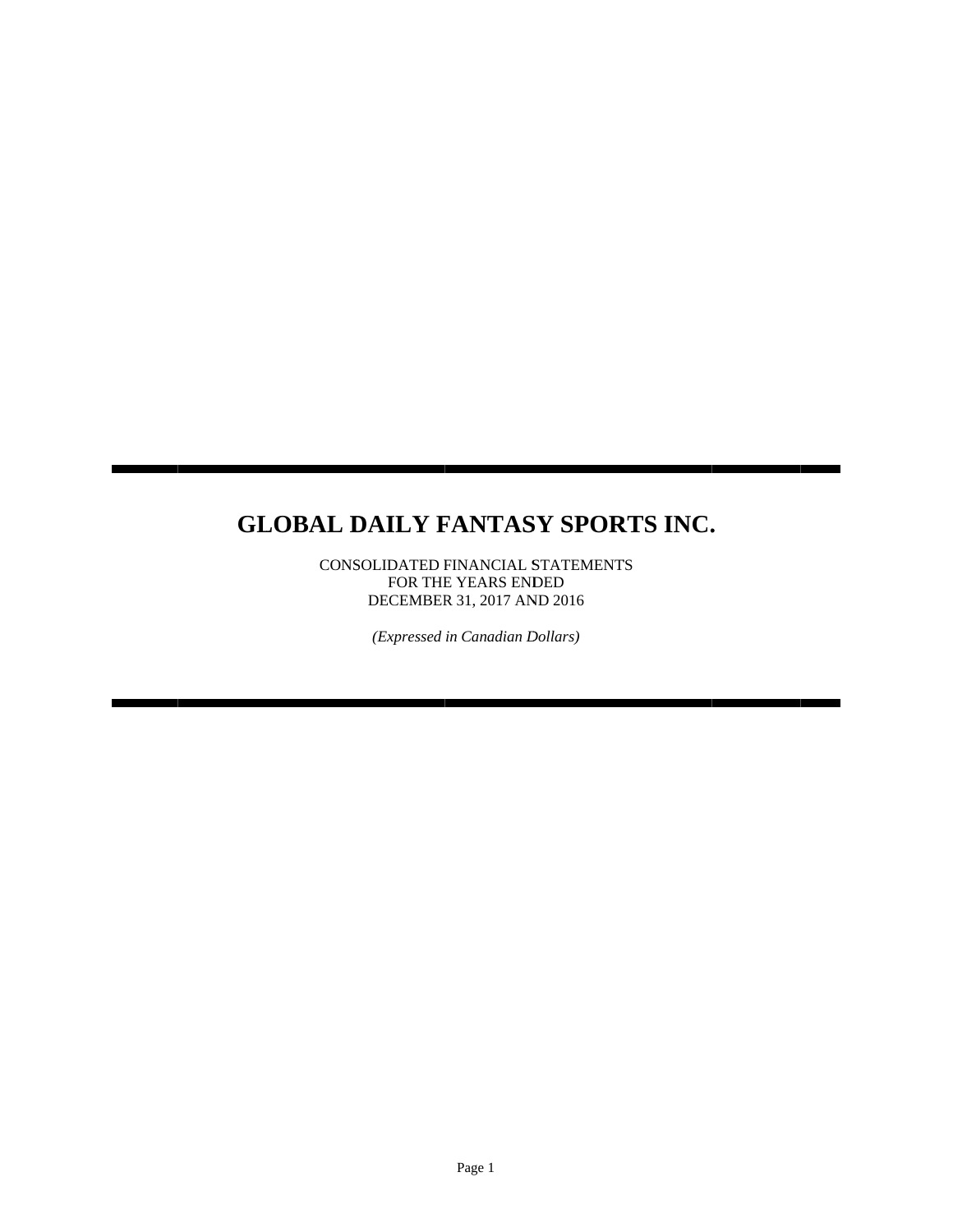# GLOBAL DAILY FANTASY SPORTS INC.

CONSOLIDATED FINANCIAL STATEMENTS
FOR THE YEARS ENDED
DECEMBER 31, 2017 AND 2016

*(Expressed in Canadian Dollars)*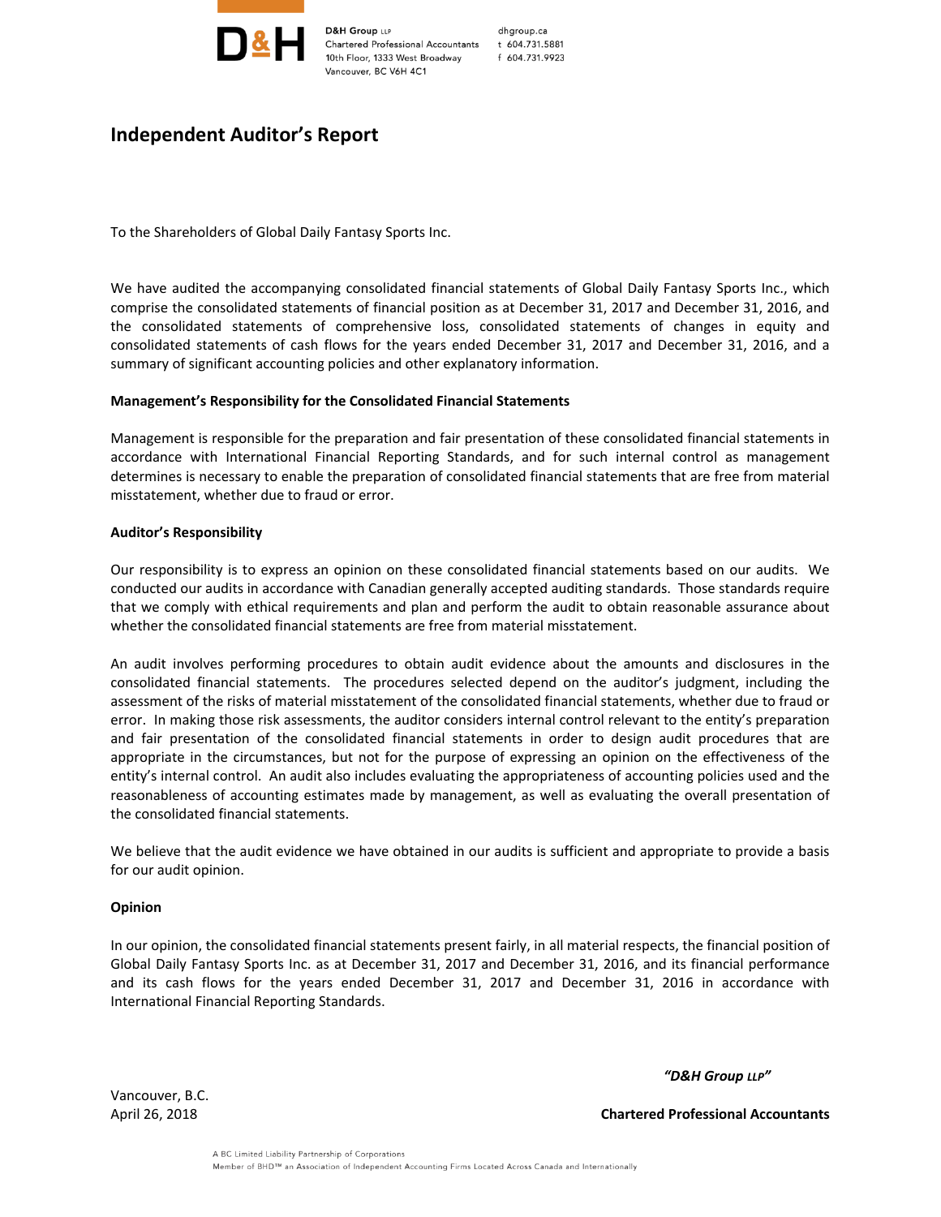D&H Group LLP
Chartered Professional Accountants
10th Floor, 1333 West Broadway
Vancouver, BC V6H 4C1

dhgroup.ca
t 604.731.5881
f 604.731.9923

# Independent Auditor's Report

To the Shareholders of Global Daily Fantasy Sports Inc.

We have audited the accompanying consolidated financial statements of Global Daily Fantasy Sports Inc., which comprise the consolidated statements of financial position as at December 31, 2017 and December 31, 2016, and the consolidated statements of comprehensive loss, consolidated statements of changes in equity and consolidated statements of cash flows for the years ended December 31, 2017 and December 31, 2016, and a summary of significant accounting policies and other explanatory information.

**Management's Responsibility for the Consolidated Financial Statements**

Management is responsible for the preparation and fair presentation of these consolidated financial statements in accordance with International Financial Reporting Standards, and for such internal control as management determines is necessary to enable the preparation of consolidated financial statements that are free from material misstatement, whether due to fraud or error.

**Auditor's Responsibility**

Our responsibility is to express an opinion on these consolidated financial statements based on our audits. We conducted our audits in accordance with Canadian generally accepted auditing standards. Those standards require that we comply with ethical requirements and plan and perform the audit to obtain reasonable assurance about whether the consolidated financial statements are free from material misstatement.

An audit involves performing procedures to obtain audit evidence about the amounts and disclosures in the consolidated financial statements. The procedures selected depend on the auditor's judgment, including the assessment of the risks of material misstatement of the consolidated financial statements, whether due to fraud or error. In making those risk assessments, the auditor considers internal control relevant to the entity's preparation and fair presentation of the consolidated financial statements in order to design audit procedures that are appropriate in the circumstances, but not for the purpose of expressing an opinion on the effectiveness of the entity's internal control. An audit also includes evaluating the appropriateness of accounting policies used and the reasonableness of accounting estimates made by management, as well as evaluating the overall presentation of the consolidated financial statements.

We believe that the audit evidence we have obtained in our audits is sufficient and appropriate to provide a basis for our audit opinion.

**Opinion**

In our opinion, the consolidated financial statements present fairly, in all material respects, the financial position of Global Daily Fantasy Sports Inc. as at December 31, 2017 and December 31, 2016, and its financial performance and its cash flows for the years ended December 31, 2017 and December 31, 2016 in accordance with International Financial Reporting Standards.

*"D&H Group LLP"*

Vancouver, B.C.
April 26, 2018

**Chartered Professional Accountants**

A BC Limited Liability Partnership of Corporations
Member of BHD™ an Association of Independent Accounting Firms Located Across Canada and Internationally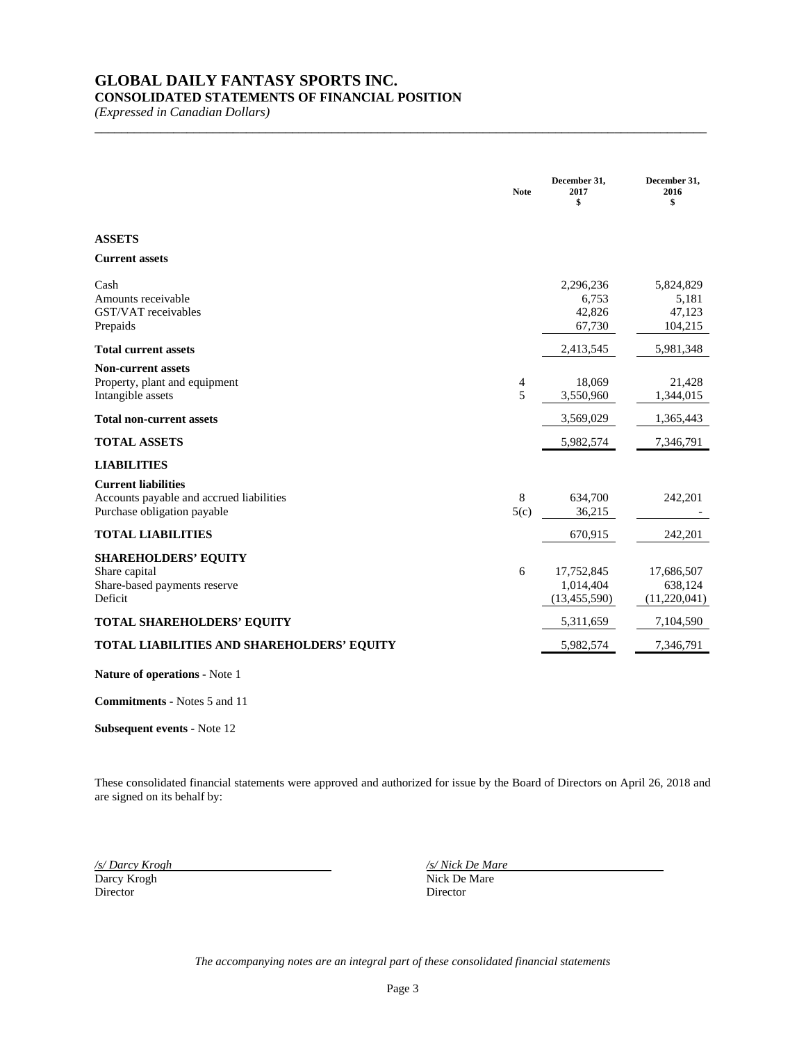# GLOBAL DAILY FANTASY SPORTS INC.
## CONSOLIDATED STATEMENTS OF FINANCIAL POSITION
*(Expressed in Canadian Dollars)*

| | Note | December 31, 2017 $ | December 31, 2016 $ |
|---|---|---|---|
| **ASSETS** | | | |
| **Current assets** | | | |
| Cash | | 2,296,236 | 5,824,829 |
| Amounts receivable | | 6,753 | 5,181 |
| GST/VAT receivables | | 42,826 | 47,123 |
| Prepaids | | 67,730 | 104,215 |
| **Total current assets** | | 2,413,545 | 5,981,348 |
| **Non-current assets** | | | |
| Property, plant and equipment | 4 | 18,069 | 21,428 |
| Intangible assets | 5 | 3,550,960 | 1,344,015 |
| **Total non-current assets** | | 3,569,029 | 1,365,443 |
| **TOTAL ASSETS** | | 5,982,574 | 7,346,791 |
| **LIABILITIES** | | | |
| **Current liabilities** | | | |
| Accounts payable and accrued liabilities | 8 | 634,700 | 242,201 |
| Purchase obligation payable | 5(c) | 36,215 | - |
| **TOTAL LIABILITIES** | | 670,915 | 242,201 |
| **SHAREHOLDERS' EQUITY** | | | |
| Share capital | 6 | 17,752,845 | 17,686,507 |
| Share-based payments reserve | | 1,014,404 | 638,124 |
| Deficit | | (13,455,590) | (11,220,041) |
| **TOTAL SHAREHOLDERS' EQUITY** | | 5,311,659 | 7,104,590 |
| **TOTAL LIABILITIES AND SHAREHOLDERS' EQUITY** | | 5,982,574 | 7,346,791 |

**Nature of operations** - Note 1

**Commitments -** Notes 5 and 11

**Subsequent events -** Note 12

These consolidated financial statements were approved and authorized for issue by the Board of Directors on April 26, 2018 and are signed on its behalf by:

*/s/ Darcy Krogh*
Darcy Krogh
Director

*/s/ Nick De Mare*
Nick De Mare
Director

*The accompanying notes are an integral part of these consolidated financial statements*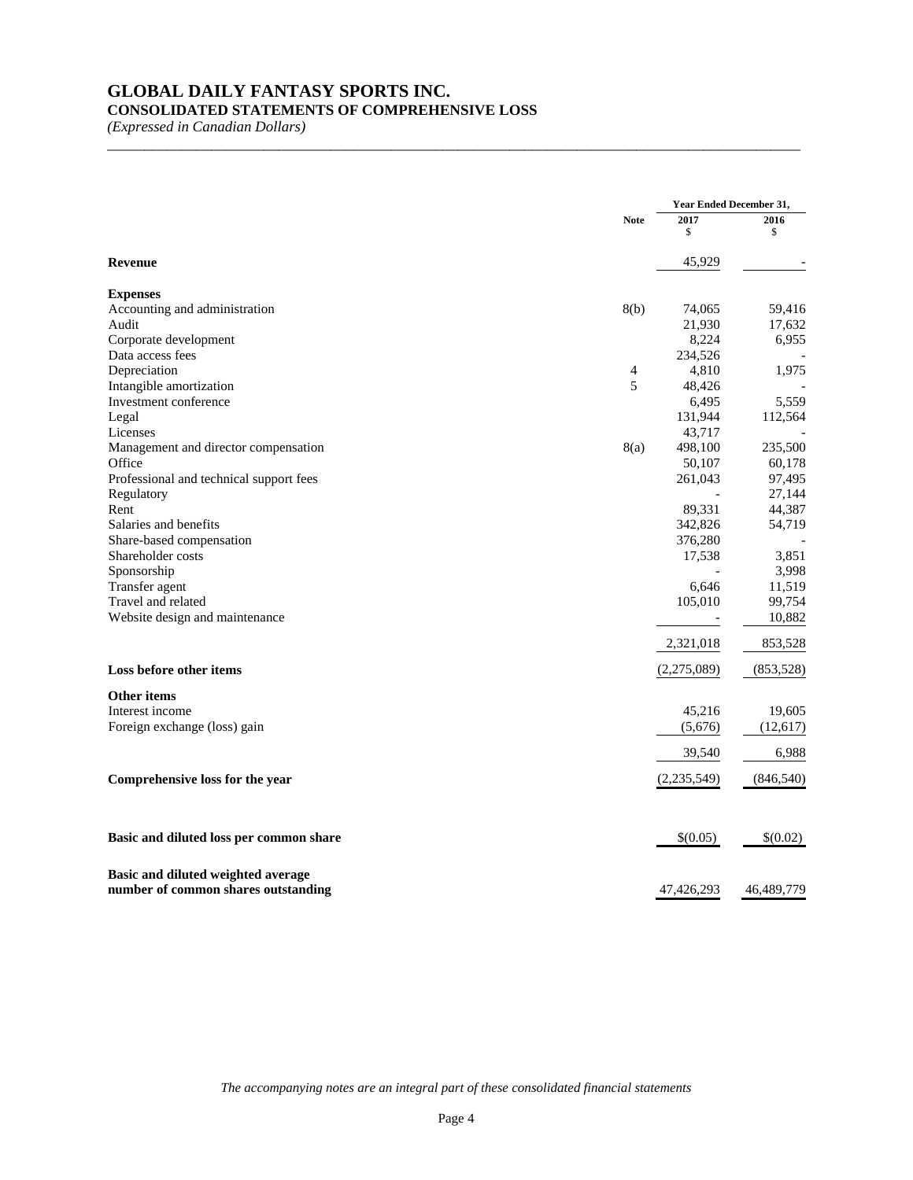# GLOBAL DAILY FANTASY SPORTS INC.

## CONSOLIDATED STATEMENTS OF COMPREHENSIVE LOSS

*(Expressed in Canadian Dollars)*

| | Note | Year Ended December 31, 2017 $ | 2016 $ |
|---|---|---|---|
| **Revenue** | | 45,929 | - |
| **Expenses** | | | |
| Accounting and administration | 8(b) | 74,065 | 59,416 |
| Audit | | 21,930 | 17,632 |
| Corporate development | | 8,224 | 6,955 |
| Data access fees | | 234,526 | - |
| Depreciation | 4 | 4,810 | 1,975 |
| Intangible amortization | 5 | 48,426 | - |
| Investment conference | | 6,495 | 5,559 |
| Legal | | 131,944 | 112,564 |
| Licenses | | 43,717 | - |
| Management and director compensation | 8(a) | 498,100 | 235,500 |
| Office | | 50,107 | 60,178 |
| Professional and technical support fees | | 261,043 | 97,495 |
| Regulatory | | - | 27,144 |
| Rent | | 89,331 | 44,387 |
| Salaries and benefits | | 342,826 | 54,719 |
| Share-based compensation | | 376,280 | - |
| Shareholder costs | | 17,538 | 3,851 |
| Sponsorship | | - | 3,998 |
| Transfer agent | | 6,646 | 11,519 |
| Travel and related | | 105,010 | 99,754 |
| Website design and maintenance | | - | 10,882 |
| | | 2,321,018 | 853,528 |
| **Loss before other items** | | (2,275,089) | (853,528) |
| **Other items** | | | |
| Interest income | | 45,216 | 19,605 |
| Foreign exchange (loss) gain | | (5,676) | (12,617) |
| | | 39,540 | 6,988 |
| **Comprehensive loss for the year** | | (2,235,549) | (846,540) |
| **Basic and diluted loss per common share** | | $(0.05) | $(0.02) |
| **Basic and diluted weighted average number of common shares outstanding** | | 47,426,293 | 46,489,779 |

*The accompanying notes are an integral part of these consolidated financial statements*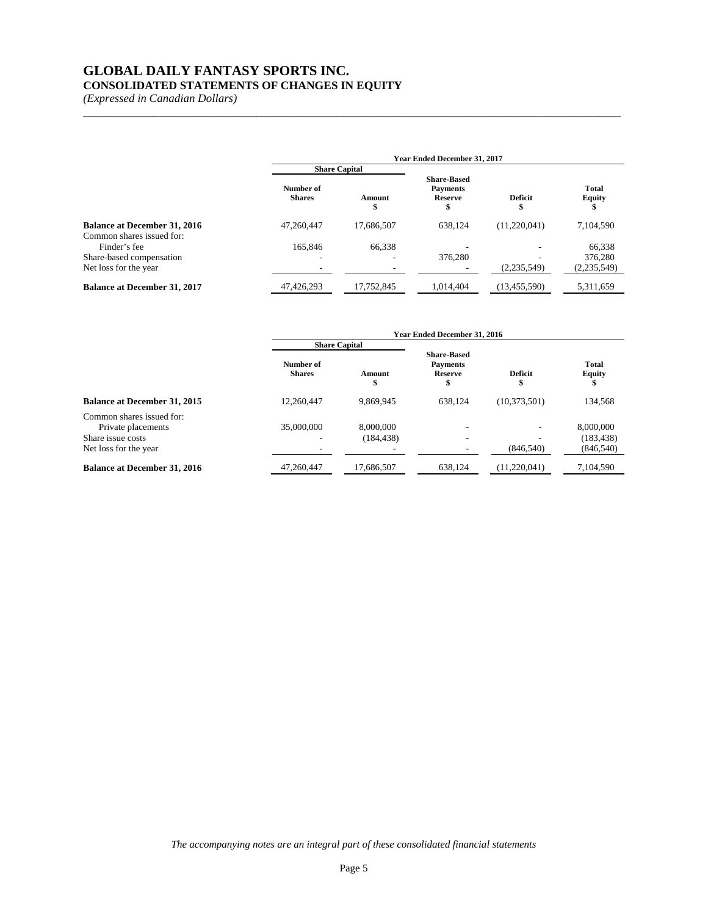# GLOBAL DAILY FANTASY SPORTS INC.
## CONSOLIDATED STATEMENTS OF CHANGES IN EQUITY
*(Expressed in Canadian Dollars)*

| | Year Ended December 31, 2017 | | | | |
|---|---|---|---|---|---|
| | Share Capital | | | | |
| | Number of Shares | Amount $ | Share-Based Payments Reserve $ | Deficit $ | Total Equity $ |
| **Balance at December 31, 2016** | 47,260,447 | 17,686,507 | 638,124 | (11,220,041) | 7,104,590 |
| Common shares issued for: | | | | | |
| Finder's fee | 165,846 | 66,338 | - | - | 66,338 |
| Share-based compensation | - | - | 376,280 | - | 376,280 |
| Net loss for the year | - | - | - | (2,235,549) | (2,235,549) |
| **Balance at December 31, 2017** | 47,426,293 | 17,752,845 | 1,014,404 | (13,455,590) | 5,311,659 |

| | Year Ended December 31, 2016 | | | | |
|---|---|---|---|---|---|
| | Share Capital | | | | |
| | Number of Shares | Amount $ | Share-Based Payments Reserve $ | Deficit $ | Total Equity $ |
| **Balance at December 31, 2015** | 12,260,447 | 9,869,945 | 638,124 | (10,373,501) | 134,568 |
| Common shares issued for: | | | | | |
| Private placements | 35,000,000 | 8,000,000 | - | - | 8,000,000 |
| Share issue costs | - | (184,438) | - | - | (183,438) |
| Net loss for the year | - | - | - | (846,540) | (846,540) |
| **Balance at December 31, 2016** | 47,260,447 | 17,686,507 | 638,124 | (11,220,041) | 7,104,590 |

*The accompanying notes are an integral part of these consolidated financial statements*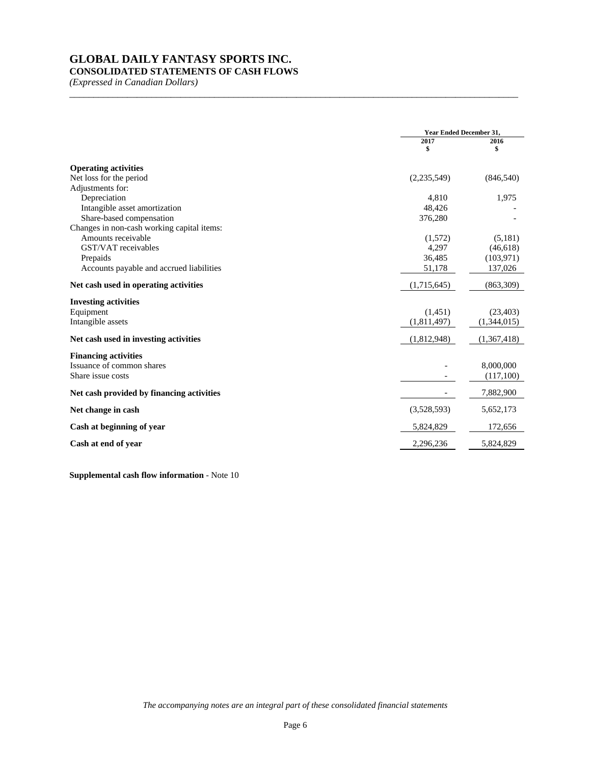# GLOBAL DAILY FANTASY SPORTS INC.
## CONSOLIDATED STATEMENTS OF CASH FLOWS
*(Expressed in Canadian Dollars)*

| | Year Ended December 31, | |
|---|---|---|
| | 2017<br>$ | 2016<br>$ |
| **Operating activities** | | |
| Net loss for the period | (2,235,549) | (846,540) |
| Adjustments for: | | |
| Depreciation | 4,810 | 1,975 |
| Intangible asset amortization | 48,426 | - |
| Share-based compensation | 376,280 | - |
| Changes in non-cash working capital items: | | |
| Amounts receivable | (1,572) | (5,181) |
| GST/VAT receivables | 4,297 | (46,618) |
| Prepaids | 36,485 | (103,971) |
| Accounts payable and accrued liabilities | 51,178 | 137,026 |
| **Net cash used in operating activities** | (1,715,645) | (863,309) |
| **Investing activities** | | |
| Equipment | (1,451) | (23,403) |
| Intangible assets | (1,811,497) | (1,344,015) |
| **Net cash used in investing activities** | (1,812,948) | (1,367,418) |
| **Financing activities** | | |
| Issuance of common shares | - | 8,000,000 |
| Share issue costs | - | (117,100) |
| **Net cash provided by financing activities** | - | 7,882,900 |
| **Net change in cash** | (3,528,593) | 5,652,173 |
| **Cash at beginning of year** | 5,824,829 | 172,656 |
| **Cash at end of year** | 2,296,236 | 5,824,829 |

**Supplemental cash flow information** - Note 10

*The accompanying notes are an integral part of these consolidated financial statements*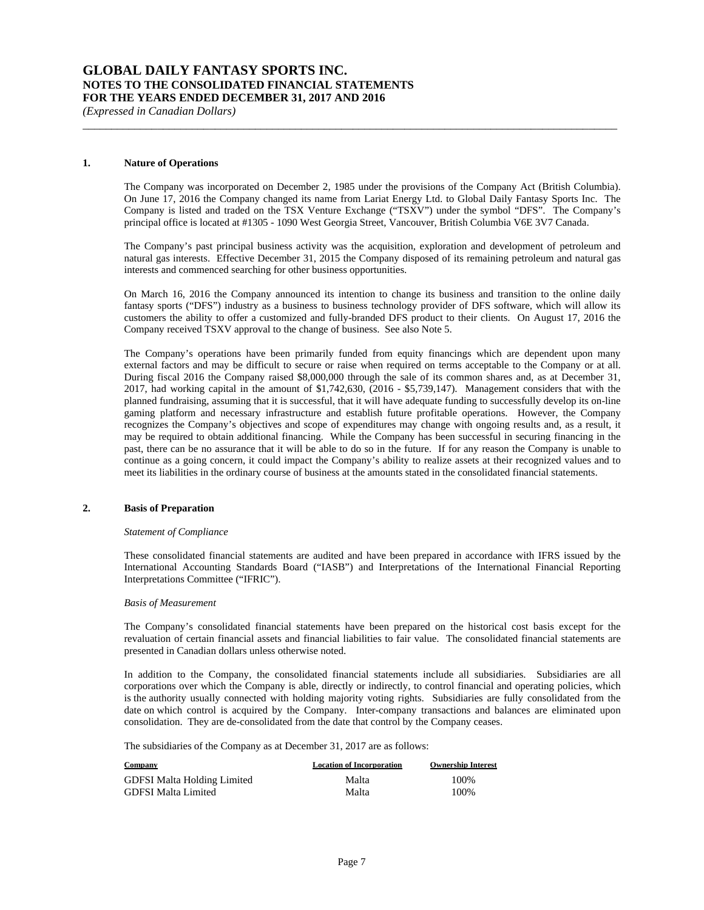## 1. Nature of Operations

The Company was incorporated on December 2, 1985 under the provisions of the Company Act (British Columbia). On June 17, 2016 the Company changed its name from Lariat Energy Ltd. to Global Daily Fantasy Sports Inc. The Company is listed and traded on the TSX Venture Exchange ("TSXV") under the symbol "DFS". The Company's principal office is located at #1305 - 1090 West Georgia Street, Vancouver, British Columbia V6E 3V7 Canada.

The Company's past principal business activity was the acquisition, exploration and development of petroleum and natural gas interests. Effective December 31, 2015 the Company disposed of its remaining petroleum and natural gas interests and commenced searching for other business opportunities.

On March 16, 2016 the Company announced its intention to change its business and transition to the online daily fantasy sports ("DFS") industry as a business to business technology provider of DFS software, which will allow its customers the ability to offer a customized and fully-branded DFS product to their clients. On August 17, 2016 the Company received TSXV approval to the change of business. See also Note 5.

The Company's operations have been primarily funded from equity financings which are dependent upon many external factors and may be difficult to secure or raise when required on terms acceptable to the Company or at all. During fiscal 2016 the Company raised $8,000,000 through the sale of its common shares and, as at December 31, 2017, had working capital in the amount of $1,742,630, (2016 - $5,739,147). Management considers that with the planned fundraising, assuming that it is successful, that it will have adequate funding to successfully develop its on-line gaming platform and necessary infrastructure and establish future profitable operations. However, the Company recognizes the Company's objectives and scope of expenditures may change with ongoing results and, as a result, it may be required to obtain additional financing. While the Company has been successful in securing financing in the past, there can be no assurance that it will be able to do so in the future. If for any reason the Company is unable to continue as a going concern, it could impact the Company's ability to realize assets at their recognized values and to meet its liabilities in the ordinary course of business at the amounts stated in the consolidated financial statements.

## 2. Basis of Preparation

*Statement of Compliance*

These consolidated financial statements are audited and have been prepared in accordance with IFRS issued by the International Accounting Standards Board ("IASB") and Interpretations of the International Financial Reporting Interpretations Committee ("IFRIC").

*Basis of Measurement*

The Company's consolidated financial statements have been prepared on the historical cost basis except for the revaluation of certain financial assets and financial liabilities to fair value. The consolidated financial statements are presented in Canadian dollars unless otherwise noted.

In addition to the Company, the consolidated financial statements include all subsidiaries. Subsidiaries are all corporations over which the Company is able, directly or indirectly, to control financial and operating policies, which is the authority usually connected with holding majority voting rights. Subsidiaries are fully consolidated from the date on which control is acquired by the Company. Inter-company transactions and balances are eliminated upon consolidation. They are de-consolidated from the date that control by the Company ceases.

The subsidiaries of the Company as at December 31, 2017 are as follows:

| Company | Location of Incorporation | Ownership Interest |
|---|---|---|
| GDFSI Malta Holding Limited | Malta | 100% |
| GDFSI Malta Limited | Malta | 100% |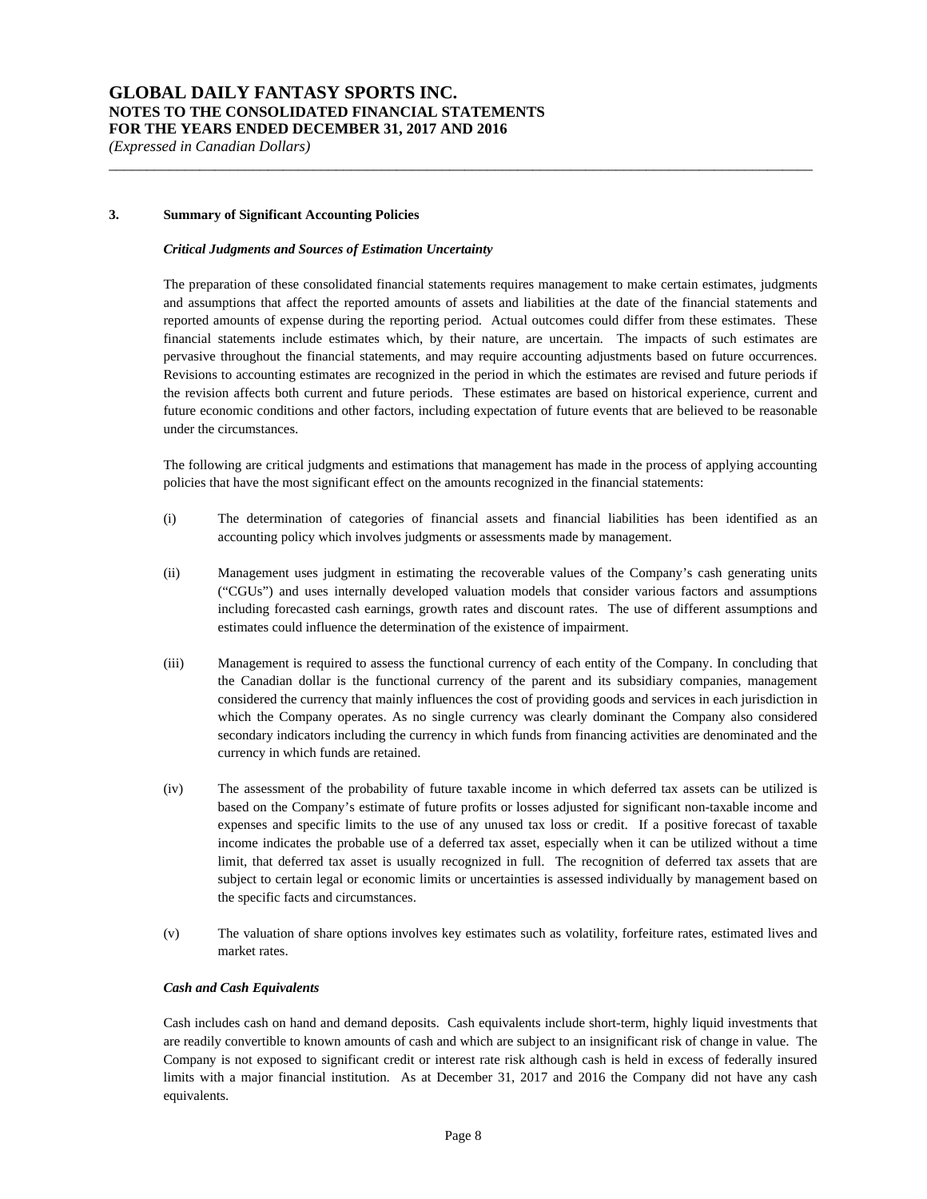## 3. Summary of Significant Accounting Policies

### *Critical Judgments and Sources of Estimation Uncertainty*

The preparation of these consolidated financial statements requires management to make certain estimates, judgments and assumptions that affect the reported amounts of assets and liabilities at the date of the financial statements and reported amounts of expense during the reporting period. Actual outcomes could differ from these estimates. These financial statements include estimates which, by their nature, are uncertain. The impacts of such estimates are pervasive throughout the financial statements, and may require accounting adjustments based on future occurrences. Revisions to accounting estimates are recognized in the period in which the estimates are revised and future periods if the revision affects both current and future periods. These estimates are based on historical experience, current and future economic conditions and other factors, including expectation of future events that are believed to be reasonable under the circumstances.

The following are critical judgments and estimations that management has made in the process of applying accounting policies that have the most significant effect on the amounts recognized in the financial statements:

(i) The determination of categories of financial assets and financial liabilities has been identified as an accounting policy which involves judgments or assessments made by management.

(ii) Management uses judgment in estimating the recoverable values of the Company's cash generating units ("CGUs") and uses internally developed valuation models that consider various factors and assumptions including forecasted cash earnings, growth rates and discount rates. The use of different assumptions and estimates could influence the determination of the existence of impairment.

(iii) Management is required to assess the functional currency of each entity of the Company. In concluding that the Canadian dollar is the functional currency of the parent and its subsidiary companies, management considered the currency that mainly influences the cost of providing goods and services in each jurisdiction in which the Company operates. As no single currency was clearly dominant the Company also considered secondary indicators including the currency in which funds from financing activities are denominated and the currency in which funds are retained.

(iv) The assessment of the probability of future taxable income in which deferred tax assets can be utilized is based on the Company's estimate of future profits or losses adjusted for significant non-taxable income and expenses and specific limits to the use of any unused tax loss or credit. If a positive forecast of taxable income indicates the probable use of a deferred tax asset, especially when it can be utilized without a time limit, that deferred tax asset is usually recognized in full. The recognition of deferred tax assets that are subject to certain legal or economic limits or uncertainties is assessed individually by management based on the specific facts and circumstances.

(v) The valuation of share options involves key estimates such as volatility, forfeiture rates, estimated lives and market rates.

### *Cash and Cash Equivalents*

Cash includes cash on hand and demand deposits. Cash equivalents include short-term, highly liquid investments that are readily convertible to known amounts of cash and which are subject to an insignificant risk of change in value. The Company is not exposed to significant credit or interest rate risk although cash is held in excess of federally insured limits with a major financial institution. As at December 31, 2017 and 2016 the Company did not have any cash equivalents.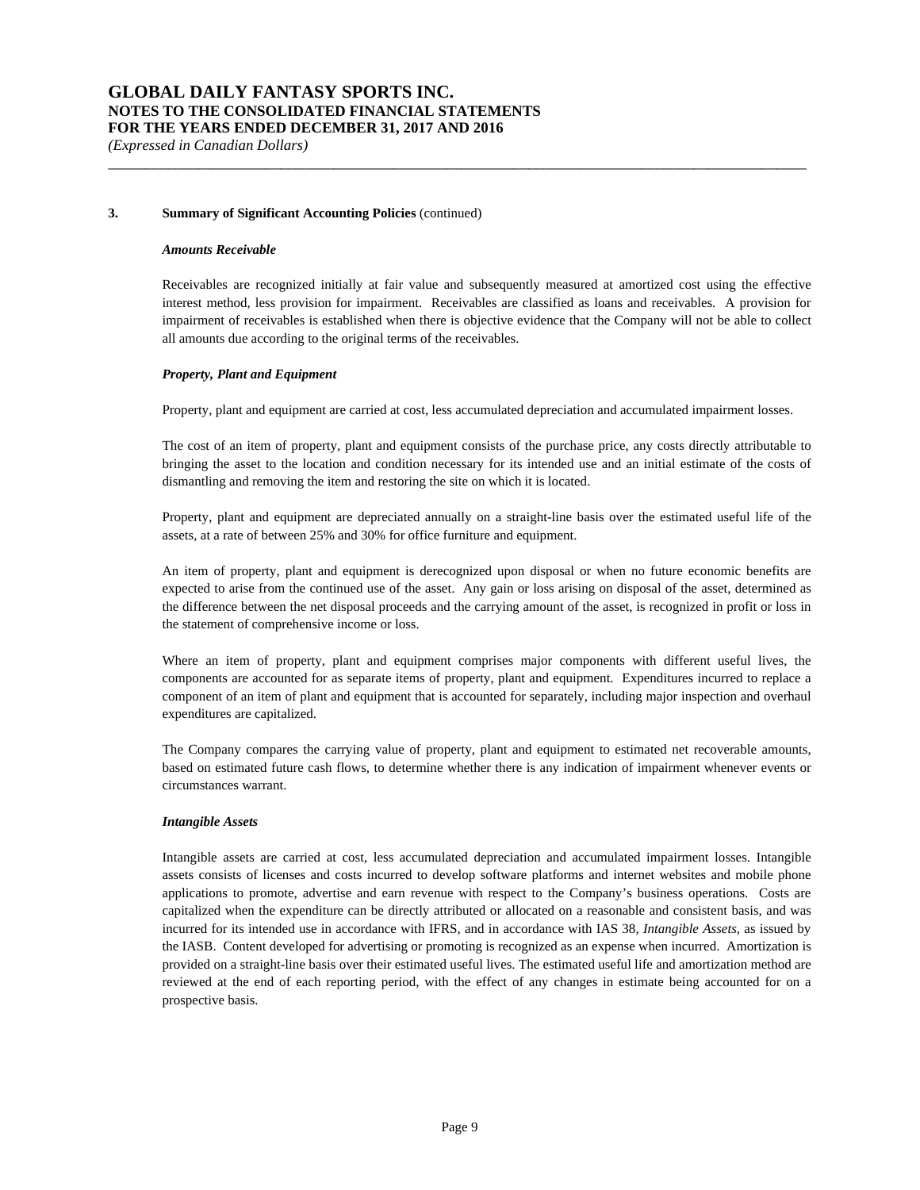### 3. Summary of Significant Accounting Policies (continued)

#### *Amounts Receivable*

Receivables are recognized initially at fair value and subsequently measured at amortized cost using the effective interest method, less provision for impairment. Receivables are classified as loans and receivables. A provision for impairment of receivables is established when there is objective evidence that the Company will not be able to collect all amounts due according to the original terms of the receivables.

#### *Property, Plant and Equipment*

Property, plant and equipment are carried at cost, less accumulated depreciation and accumulated impairment losses.

The cost of an item of property, plant and equipment consists of the purchase price, any costs directly attributable to bringing the asset to the location and condition necessary for its intended use and an initial estimate of the costs of dismantling and removing the item and restoring the site on which it is located.

Property, plant and equipment are depreciated annually on a straight-line basis over the estimated useful life of the assets, at a rate of between 25% and 30% for office furniture and equipment.

An item of property, plant and equipment is derecognized upon disposal or when no future economic benefits are expected to arise from the continued use of the asset. Any gain or loss arising on disposal of the asset, determined as the difference between the net disposal proceeds and the carrying amount of the asset, is recognized in profit or loss in the statement of comprehensive income or loss.

Where an item of property, plant and equipment comprises major components with different useful lives, the components are accounted for as separate items of property, plant and equipment. Expenditures incurred to replace a component of an item of plant and equipment that is accounted for separately, including major inspection and overhaul expenditures are capitalized.

The Company compares the carrying value of property, plant and equipment to estimated net recoverable amounts, based on estimated future cash flows, to determine whether there is any indication of impairment whenever events or circumstances warrant.

#### *Intangible Assets*

Intangible assets are carried at cost, less accumulated depreciation and accumulated impairment losses. Intangible assets consists of licenses and costs incurred to develop software platforms and internet websites and mobile phone applications to promote, advertise and earn revenue with respect to the Company's business operations. Costs are capitalized when the expenditure can be directly attributed or allocated on a reasonable and consistent basis, and was incurred for its intended use in accordance with IFRS, and in accordance with IAS 38, *Intangible Assets*, as issued by the IASB. Content developed for advertising or promoting is recognized as an expense when incurred. Amortization is provided on a straight-line basis over their estimated useful lives. The estimated useful life and amortization method are reviewed at the end of each reporting period, with the effect of any changes in estimate being accounted for on a prospective basis.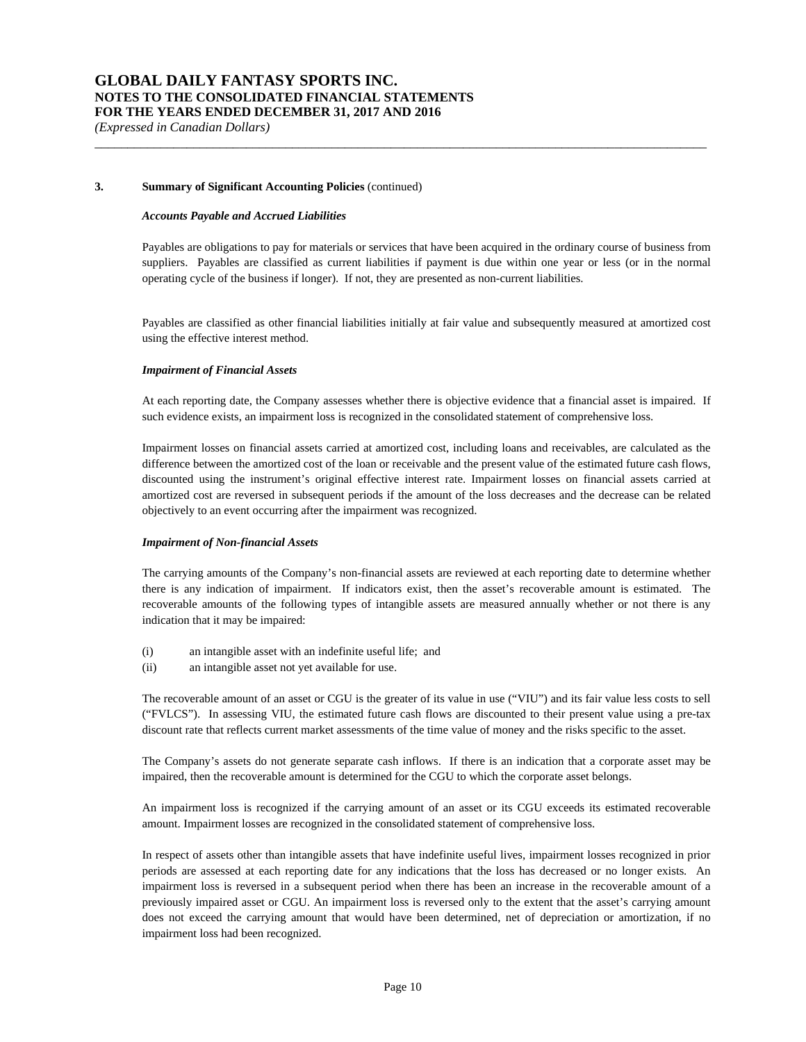## 3. Summary of Significant Accounting Policies (continued)

***Accounts Payable and Accrued Liabilities***

Payables are obligations to pay for materials or services that have been acquired in the ordinary course of business from suppliers. Payables are classified as current liabilities if payment is due within one year or less (or in the normal operating cycle of the business if longer). If not, they are presented as non-current liabilities.

Payables are classified as other financial liabilities initially at fair value and subsequently measured at amortized cost using the effective interest method.

***Impairment of Financial Assets***

At each reporting date, the Company assesses whether there is objective evidence that a financial asset is impaired. If such evidence exists, an impairment loss is recognized in the consolidated statement of comprehensive loss.

Impairment losses on financial assets carried at amortized cost, including loans and receivables, are calculated as the difference between the amortized cost of the loan or receivable and the present value of the estimated future cash flows, discounted using the instrument's original effective interest rate. Impairment losses on financial assets carried at amortized cost are reversed in subsequent periods if the amount of the loss decreases and the decrease can be related objectively to an event occurring after the impairment was recognized.

***Impairment of Non-financial Assets***

The carrying amounts of the Company's non-financial assets are reviewed at each reporting date to determine whether there is any indication of impairment. If indicators exist, then the asset's recoverable amount is estimated. The recoverable amounts of the following types of intangible assets are measured annually whether or not there is any indication that it may be impaired:

(i) an intangible asset with an indefinite useful life; and
(ii) an intangible asset not yet available for use.

The recoverable amount of an asset or CGU is the greater of its value in use ("VIU") and its fair value less costs to sell ("FVLCS"). In assessing VIU, the estimated future cash flows are discounted to their present value using a pre-tax discount rate that reflects current market assessments of the time value of money and the risks specific to the asset.

The Company's assets do not generate separate cash inflows. If there is an indication that a corporate asset may be impaired, then the recoverable amount is determined for the CGU to which the corporate asset belongs.

An impairment loss is recognized if the carrying amount of an asset or its CGU exceeds its estimated recoverable amount. Impairment losses are recognized in the consolidated statement of comprehensive loss.

In respect of assets other than intangible assets that have indefinite useful lives, impairment losses recognized in prior periods are assessed at each reporting date for any indications that the loss has decreased or no longer exists. An impairment loss is reversed in a subsequent period when there has been an increase in the recoverable amount of a previously impaired asset or CGU. An impairment loss is reversed only to the extent that the asset's carrying amount does not exceed the carrying amount that would have been determined, net of depreciation or amortization, if no impairment loss had been recognized.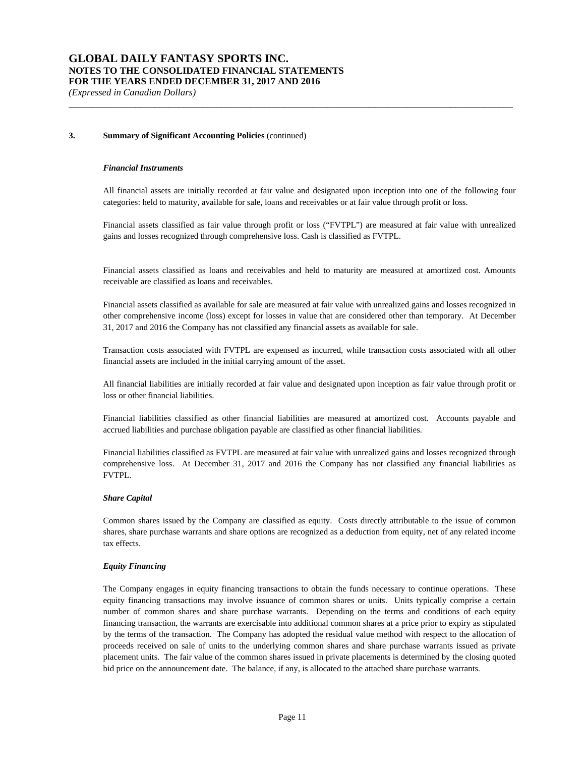## 3. Summary of Significant Accounting Policies (continued)

### *Financial Instruments*

All financial assets are initially recorded at fair value and designated upon inception into one of the following four categories: held to maturity, available for sale, loans and receivables or at fair value through profit or loss.

Financial assets classified as fair value through profit or loss ("FVTPL") are measured at fair value with unrealized gains and losses recognized through comprehensive loss. Cash is classified as FVTPL.

Financial assets classified as loans and receivables and held to maturity are measured at amortized cost. Amounts receivable are classified as loans and receivables.

Financial assets classified as available for sale are measured at fair value with unrealized gains and losses recognized in other comprehensive income (loss) except for losses in value that are considered other than temporary. At December 31, 2017 and 2016 the Company has not classified any financial assets as available for sale.

Transaction costs associated with FVTPL are expensed as incurred, while transaction costs associated with all other financial assets are included in the initial carrying amount of the asset.

All financial liabilities are initially recorded at fair value and designated upon inception as fair value through profit or loss or other financial liabilities.

Financial liabilities classified as other financial liabilities are measured at amortized cost. Accounts payable and accrued liabilities and purchase obligation payable are classified as other financial liabilities.

Financial liabilities classified as FVTPL are measured at fair value with unrealized gains and losses recognized through comprehensive loss. At December 31, 2017 and 2016 the Company has not classified any financial liabilities as FVTPL.

### *Share Capital*

Common shares issued by the Company are classified as equity. Costs directly attributable to the issue of common shares, share purchase warrants and share options are recognized as a deduction from equity, net of any related income tax effects.

### *Equity Financing*

The Company engages in equity financing transactions to obtain the funds necessary to continue operations. These equity financing transactions may involve issuance of common shares or units. Units typically comprise a certain number of common shares and share purchase warrants. Depending on the terms and conditions of each equity financing transaction, the warrants are exercisable into additional common shares at a price prior to expiry as stipulated by the terms of the transaction. The Company has adopted the residual value method with respect to the allocation of proceeds received on sale of units to the underlying common shares and share purchase warrants issued as private placement units. The fair value of the common shares issued in private placements is determined by the closing quoted bid price on the announcement date. The balance, if any, is allocated to the attached share purchase warrants.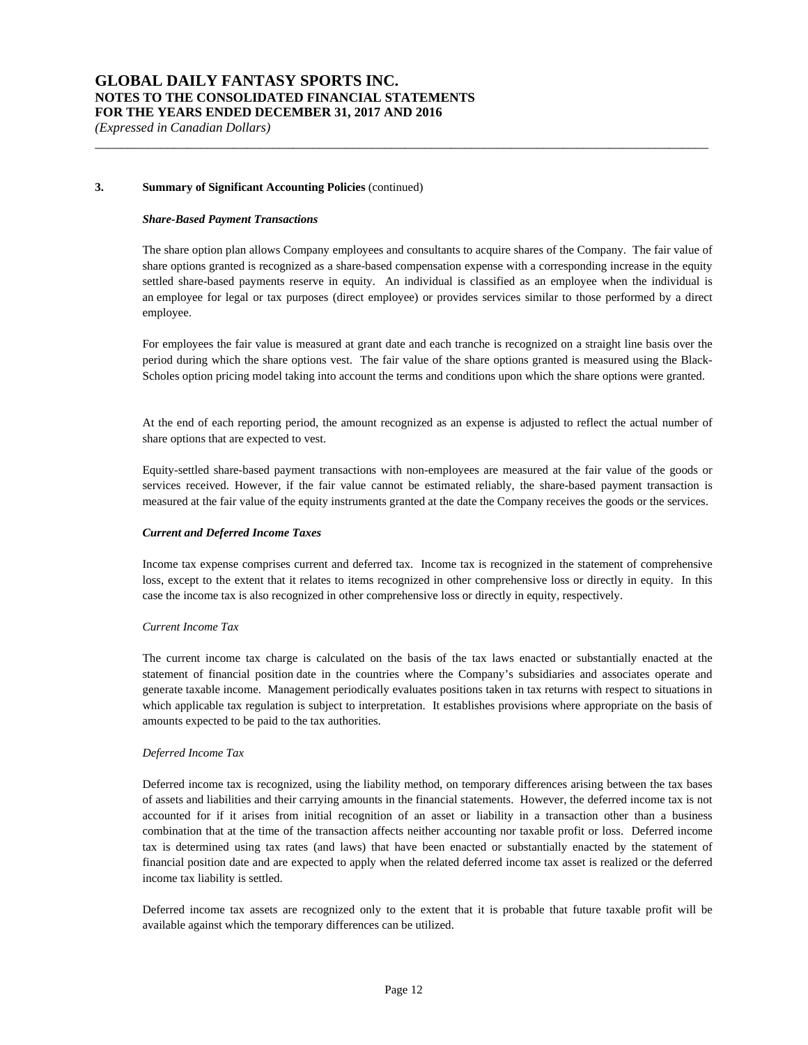### 3. Summary of Significant Accounting Policies (continued)

***Share-Based Payment Transactions***

The share option plan allows Company employees and consultants to acquire shares of the Company. The fair value of share options granted is recognized as a share-based compensation expense with a corresponding increase in the equity settled share-based payments reserve in equity. An individual is classified as an employee when the individual is an employee for legal or tax purposes (direct employee) or provides services similar to those performed by a direct employee.

For employees the fair value is measured at grant date and each tranche is recognized on a straight line basis over the period during which the share options vest. The fair value of the share options granted is measured using the Black-Scholes option pricing model taking into account the terms and conditions upon which the share options were granted.

At the end of each reporting period, the amount recognized as an expense is adjusted to reflect the actual number of share options that are expected to vest.

Equity-settled share-based payment transactions with non-employees are measured at the fair value of the goods or services received. However, if the fair value cannot be estimated reliably, the share-based payment transaction is measured at the fair value of the equity instruments granted at the date the Company receives the goods or the services.

***Current and Deferred Income Taxes***

Income tax expense comprises current and deferred tax. Income tax is recognized in the statement of comprehensive loss, except to the extent that it relates to items recognized in other comprehensive loss or directly in equity. In this case the income tax is also recognized in other comprehensive loss or directly in equity, respectively.

*Current Income Tax*

The current income tax charge is calculated on the basis of the tax laws enacted or substantially enacted at the statement of financial position date in the countries where the Company's subsidiaries and associates operate and generate taxable income. Management periodically evaluates positions taken in tax returns with respect to situations in which applicable tax regulation is subject to interpretation. It establishes provisions where appropriate on the basis of amounts expected to be paid to the tax authorities.

*Deferred Income Tax*

Deferred income tax is recognized, using the liability method, on temporary differences arising between the tax bases of assets and liabilities and their carrying amounts in the financial statements. However, the deferred income tax is not accounted for if it arises from initial recognition of an asset or liability in a transaction other than a business combination that at the time of the transaction affects neither accounting nor taxable profit or loss. Deferred income tax is determined using tax rates (and laws) that have been enacted or substantially enacted by the statement of financial position date and are expected to apply when the related deferred income tax asset is realized or the deferred income tax liability is settled.

Deferred income tax assets are recognized only to the extent that it is probable that future taxable profit will be available against which the temporary differences can be utilized.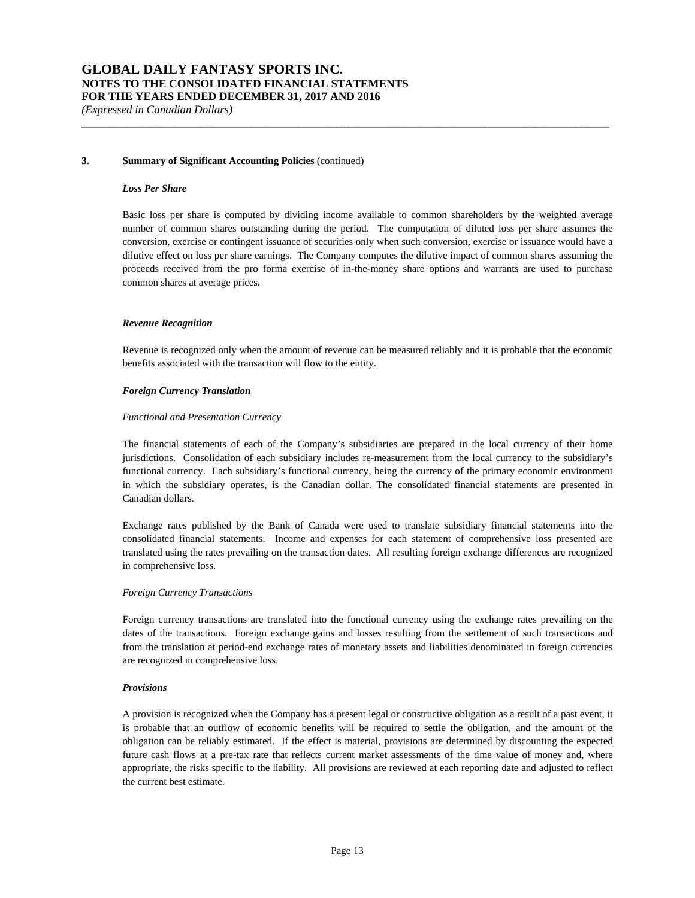## 3. Summary of Significant Accounting Policies (continued)

### *Loss Per Share*

Basic loss per share is computed by dividing income available to common shareholders by the weighted average number of common shares outstanding during the period. The computation of diluted loss per share assumes the conversion, exercise or contingent issuance of securities only when such conversion, exercise or issuance would have a dilutive effect on loss per share earnings. The Company computes the dilutive impact of common shares assuming the proceeds received from the pro forma exercise of in-the-money share options and warrants are used to purchase common shares at average prices.

### *Revenue Recognition*

Revenue is recognized only when the amount of revenue can be measured reliably and it is probable that the economic benefits associated with the transaction will flow to the entity.

### *Foreign Currency Translation*

*Functional and Presentation Currency*

The financial statements of each of the Company's subsidiaries are prepared in the local currency of their home jurisdictions. Consolidation of each subsidiary includes re-measurement from the local currency to the subsidiary's functional currency. Each subsidiary's functional currency, being the currency of the primary economic environment in which the subsidiary operates, is the Canadian dollar. The consolidated financial statements are presented in Canadian dollars.

Exchange rates published by the Bank of Canada were used to translate subsidiary financial statements into the consolidated financial statements. Income and expenses for each statement of comprehensive loss presented are translated using the rates prevailing on the transaction dates. All resulting foreign exchange differences are recognized in comprehensive loss.

*Foreign Currency Transactions*

Foreign currency transactions are translated into the functional currency using the exchange rates prevailing on the dates of the transactions. Foreign exchange gains and losses resulting from the settlement of such transactions and from the translation at period-end exchange rates of monetary assets and liabilities denominated in foreign currencies are recognized in comprehensive loss.

### *Provisions*

A provision is recognized when the Company has a present legal or constructive obligation as a result of a past event, it is probable that an outflow of economic benefits will be required to settle the obligation, and the amount of the obligation can be reliably estimated. If the effect is material, provisions are determined by discounting the expected future cash flows at a pre-tax rate that reflects current market assessments of the time value of money and, where appropriate, the risks specific to the liability. All provisions are reviewed at each reporting date and adjusted to reflect the current best estimate.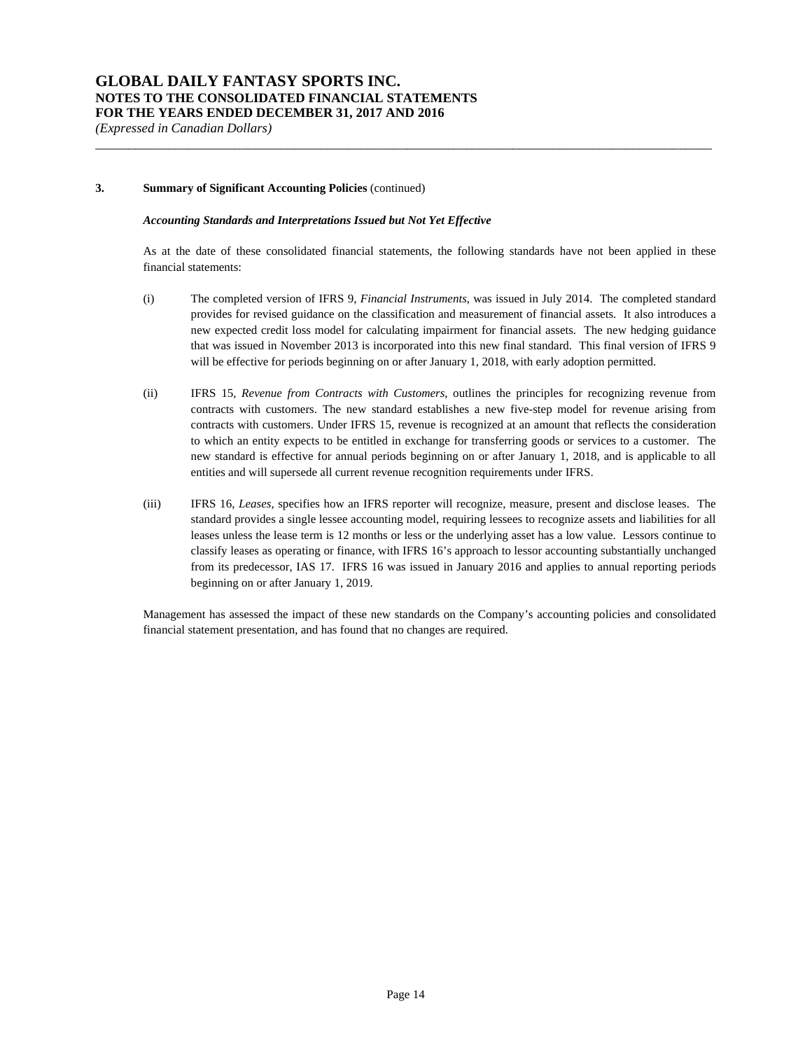### 3. Summary of Significant Accounting Policies (continued)

***Accounting Standards and Interpretations Issued but Not Yet Effective***

As at the date of these consolidated financial statements, the following standards have not been applied in these financial statements:

(i) The completed version of IFRS 9, *Financial Instruments*, was issued in July 2014. The completed standard provides for revised guidance on the classification and measurement of financial assets. It also introduces a new expected credit loss model for calculating impairment for financial assets. The new hedging guidance that was issued in November 2013 is incorporated into this new final standard. This final version of IFRS 9 will be effective for periods beginning on or after January 1, 2018, with early adoption permitted.

(ii) IFRS 15, *Revenue from Contracts with Customers*, outlines the principles for recognizing revenue from contracts with customers. The new standard establishes a new five-step model for revenue arising from contracts with customers. Under IFRS 15, revenue is recognized at an amount that reflects the consideration to which an entity expects to be entitled in exchange for transferring goods or services to a customer. The new standard is effective for annual periods beginning on or after January 1, 2018, and is applicable to all entities and will supersede all current revenue recognition requirements under IFRS.

(iii) IFRS 16, *Leases*, specifies how an IFRS reporter will recognize, measure, present and disclose leases. The standard provides a single lessee accounting model, requiring lessees to recognize assets and liabilities for all leases unless the lease term is 12 months or less or the underlying asset has a low value. Lessors continue to classify leases as operating or finance, with IFRS 16's approach to lessor accounting substantially unchanged from its predecessor, IAS 17. IFRS 16 was issued in January 2016 and applies to annual reporting periods beginning on or after January 1, 2019.

Management has assessed the impact of these new standards on the Company's accounting policies and consolidated financial statement presentation, and has found that no changes are required.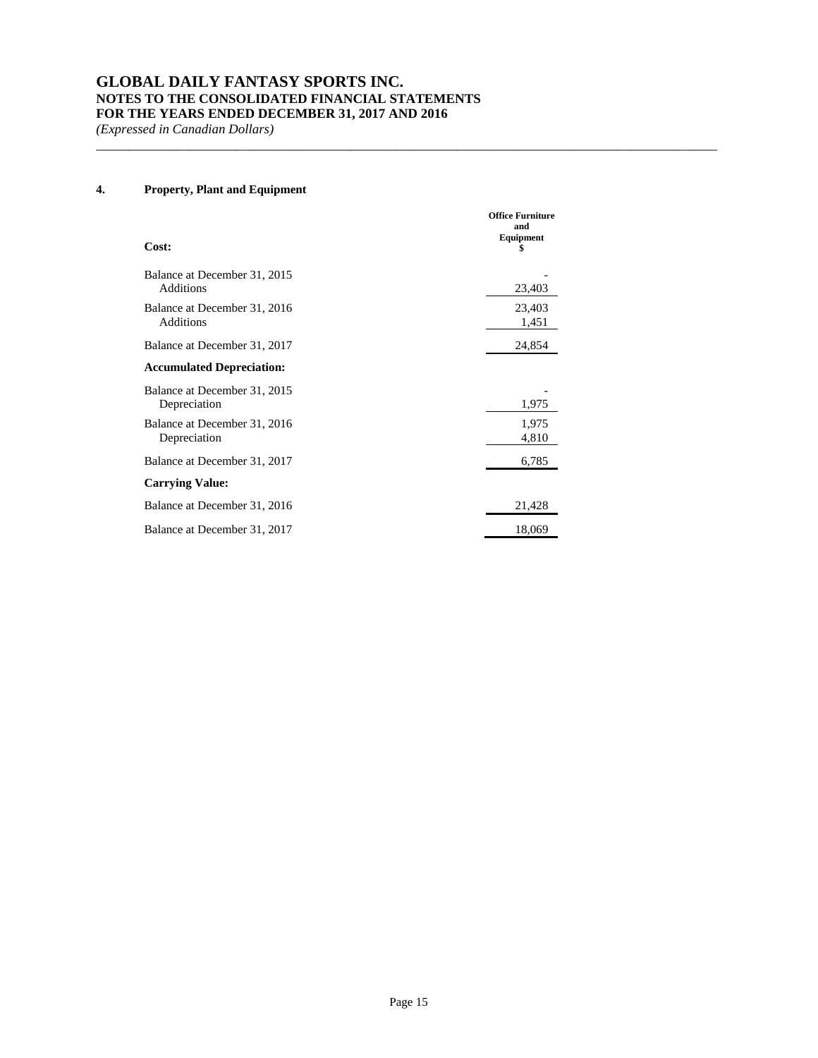## 4. Property, Plant and Equipment

| Cost: | Office Furniture and Equipment $ |
|---|---|
| Balance at December 31, 2015 | - |
| Additions | 23,403 |
| Balance at December 31, 2016 | 23,403 |
| Additions | 1,451 |
| Balance at December 31, 2017 | 24,854 |
| **Accumulated Depreciation:** | |
| Balance at December 31, 2015 | - |
| Depreciation | 1,975 |
| Balance at December 31, 2016 | 1,975 |
| Depreciation | 4,810 |
| Balance at December 31, 2017 | 6,785 |
| **Carrying Value:** | |
| Balance at December 31, 2016 | 21,428 |
| Balance at December 31, 2017 | 18,069 |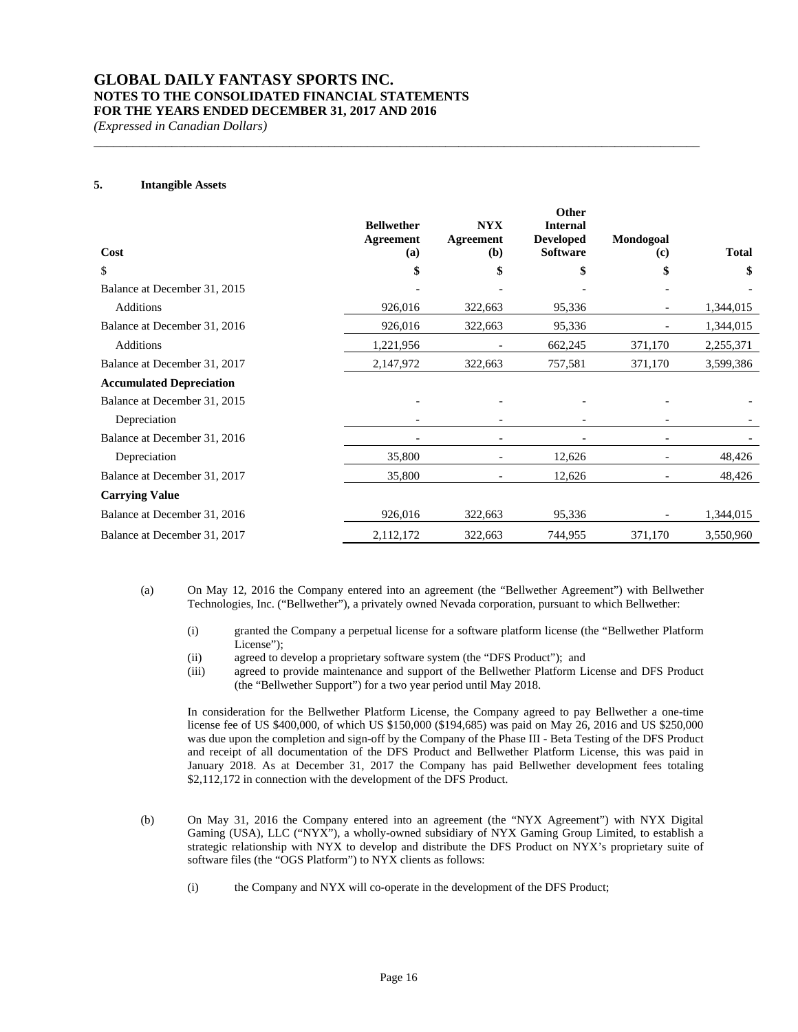## 5. Intangible Assets

| Cost | Bellwether Agreement (a) | NYX Agreement (b) | Other Internal Developed Software | Mondogoal (c) | Total |
|---|---|---|---|---|---|
| $ | $ | $ | $ | $ | $ |
| Balance at December 31, 2015 | - | - | - | - | - |
| Additions | 926,016 | 322,663 | 95,336 | - | 1,344,015 |
| Balance at December 31, 2016 | 926,016 | 322,663 | 95,336 | - | 1,344,015 |
| Additions | 1,221,956 | - | 662,245 | 371,170 | 2,255,371 |
| Balance at December 31, 2017 | 2,147,972 | 322,663 | 757,581 | 371,170 | 3,599,386 |
| **Accumulated Depreciation** | | | | | |
| Balance at December 31, 2015 | - | - | - | - | - |
| Depreciation | - | - | - | - | - |
| Balance at December 31, 2016 | - | - | - | - | - |
| Depreciation | 35,800 | - | 12,626 | - | 48,426 |
| Balance at December 31, 2017 | 35,800 | - | 12,626 | - | 48,426 |
| **Carrying Value** | | | | | |
| Balance at December 31, 2016 | 926,016 | 322,663 | 95,336 | - | 1,344,015 |
| Balance at December 31, 2017 | 2,112,172 | 322,663 | 744,955 | 371,170 | 3,550,960 |

(a) On May 12, 2016 the Company entered into an agreement (the "Bellwether Agreement") with Bellwether Technologies, Inc. ("Bellwether"), a privately owned Nevada corporation, pursuant to which Bellwether:

- (i) granted the Company a perpetual license for a software platform license (the "Bellwether Platform License");
- (ii) agreed to develop a proprietary software system (the "DFS Product"); and
- (iii) agreed to provide maintenance and support of the Bellwether Platform License and DFS Product (the "Bellwether Support") for a two year period until May 2018.

In consideration for the Bellwether Platform License, the Company agreed to pay Bellwether a one-time license fee of US $400,000, of which US $150,000 ($194,685) was paid on May 26, 2016 and US $250,000 was due upon the completion and sign-off by the Company of the Phase III - Beta Testing of the DFS Product and receipt of all documentation of the DFS Product and Bellwether Platform License, this was paid in January 2018. As at December 31, 2017 the Company has paid Bellwether development fees totaling $2,112,172 in connection with the development of the DFS Product.

(b) On May 31, 2016 the Company entered into an agreement (the "NYX Agreement") with NYX Digital Gaming (USA), LLC ("NYX"), a wholly-owned subsidiary of NYX Gaming Group Limited, to establish a strategic relationship with NYX to develop and distribute the DFS Product on NYX's proprietary suite of software files (the "OGS Platform") to NYX clients as follows:

- (i) the Company and NYX will co-operate in the development of the DFS Product;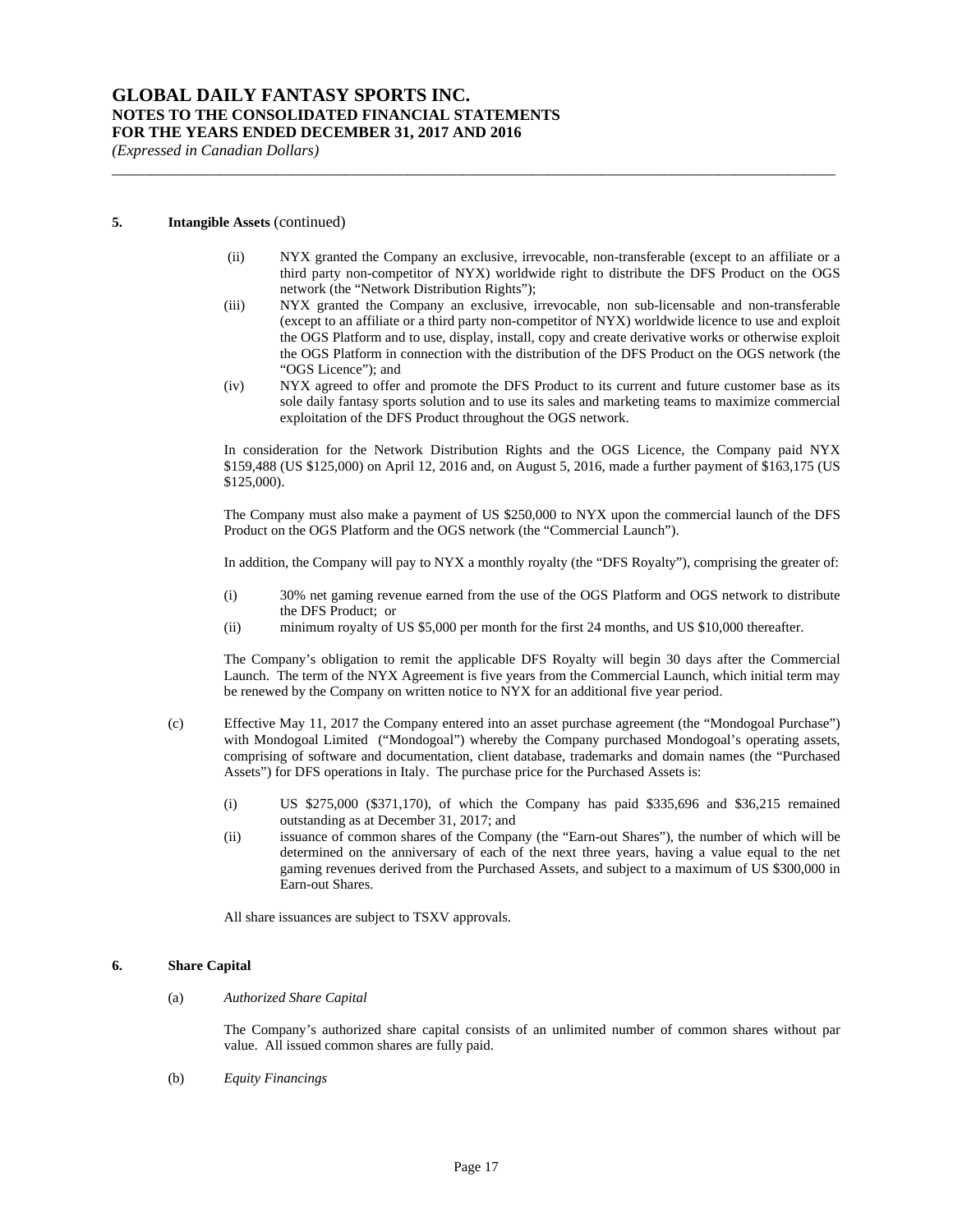## 5. Intangible Assets (continued)

(ii) NYX granted the Company an exclusive, irrevocable, non-transferable (except to an affiliate or a third party non-competitor of NYX) worldwide right to distribute the DFS Product on the OGS network (the "Network Distribution Rights");

(iii) NYX granted the Company an exclusive, irrevocable, non sub-licensable and non-transferable (except to an affiliate or a third party non-competitor of NYX) worldwide licence to use and exploit the OGS Platform and to use, display, install, copy and create derivative works or otherwise exploit the OGS Platform in connection with the distribution of the DFS Product on the OGS network (the "OGS Licence"); and

(iv) NYX agreed to offer and promote the DFS Product to its current and future customer base as its sole daily fantasy sports solution and to use its sales and marketing teams to maximize commercial exploitation of the DFS Product throughout the OGS network.

In consideration for the Network Distribution Rights and the OGS Licence, the Company paid NYX $159,488 (US $125,000) on April 12, 2016 and, on August 5, 2016, made a further payment of $163,175 (US $125,000).

The Company must also make a payment of US $250,000 to NYX upon the commercial launch of the DFS Product on the OGS Platform and the OGS network (the "Commercial Launch").

In addition, the Company will pay to NYX a monthly royalty (the "DFS Royalty"), comprising the greater of:

(i) 30% net gaming revenue earned from the use of the OGS Platform and OGS network to distribute the DFS Product; or

(ii) minimum royalty of US $5,000 per month for the first 24 months, and US $10,000 thereafter.

The Company's obligation to remit the applicable DFS Royalty will begin 30 days after the Commercial Launch. The term of the NYX Agreement is five years from the Commercial Launch, which initial term may be renewed by the Company on written notice to NYX for an additional five year period.

(c) Effective May 11, 2017 the Company entered into an asset purchase agreement (the "Mondogoal Purchase") with Mondogoal Limited ("Mondogoal") whereby the Company purchased Mondogoal's operating assets, comprising of software and documentation, client database, trademarks and domain names (the "Purchased Assets") for DFS operations in Italy. The purchase price for the Purchased Assets is:

(i) US $275,000 ($371,170), of which the Company has paid $335,696 and $36,215 remained outstanding as at December 31, 2017; and

(ii) issuance of common shares of the Company (the "Earn-out Shares"), the number of which will be determined on the anniversary of each of the next three years, having a value equal to the net gaming revenues derived from the Purchased Assets, and subject to a maximum of US $300,000 in Earn-out Shares.

All share issuances are subject to TSXV approvals.

## 6. Share Capital

(a) *Authorized Share Capital*

The Company's authorized share capital consists of an unlimited number of common shares without par value. All issued common shares are fully paid.

(b) *Equity Financings*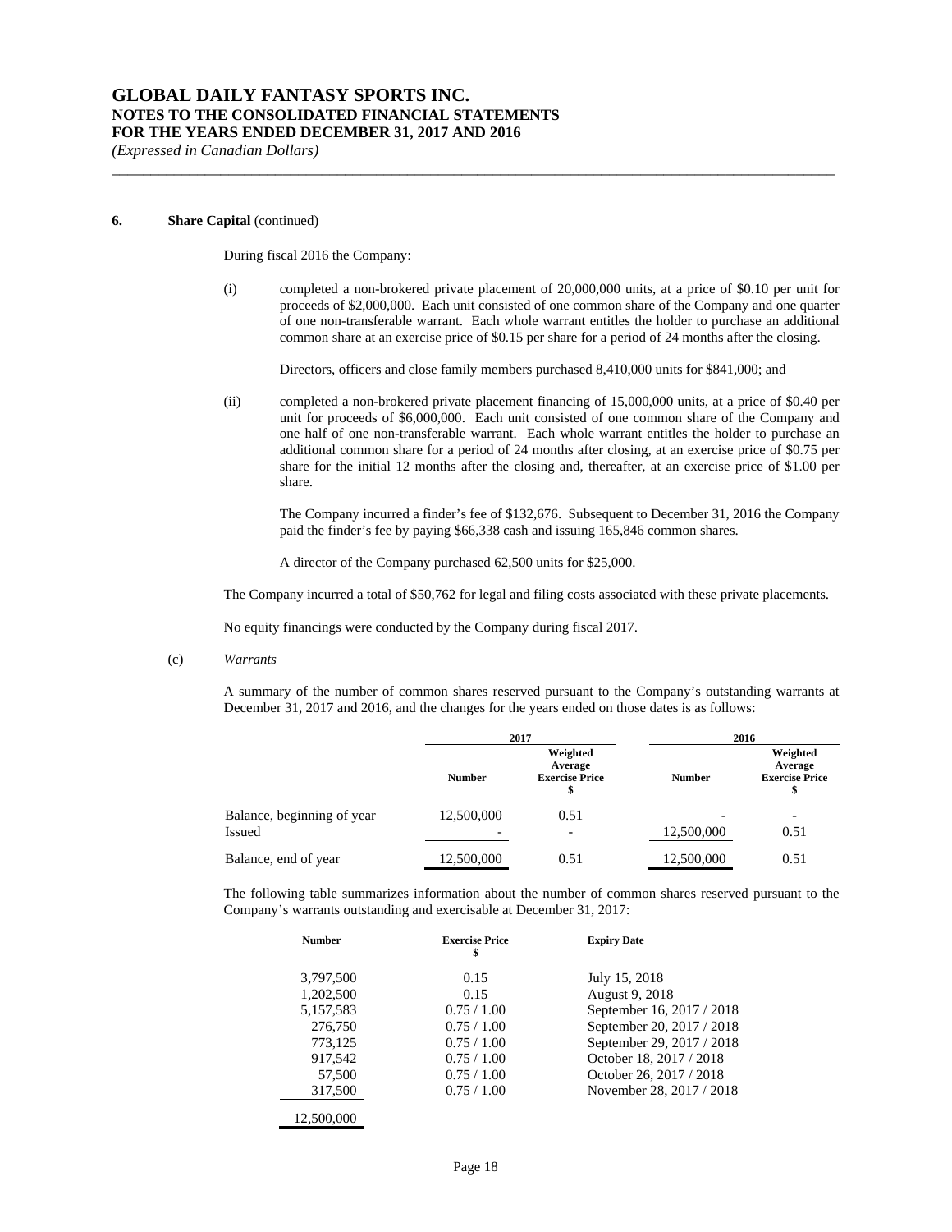**6. Share Capital** (continued)

During fiscal 2016 the Company:

(i) completed a non-brokered private placement of 20,000,000 units, at a price of $0.10 per unit for proceeds of $2,000,000. Each unit consisted of one common share of the Company and one quarter of one non-transferable warrant. Each whole warrant entitles the holder to purchase an additional common share at an exercise price of $0.15 per share for a period of 24 months after the closing.

Directors, officers and close family members purchased 8,410,000 units for $841,000; and

(ii) completed a non-brokered private placement financing of 15,000,000 units, at a price of $0.40 per unit for proceeds of $6,000,000. Each unit consisted of one common share of the Company and one half of one non-transferable warrant. Each whole warrant entitles the holder to purchase an additional common share for a period of 24 months after closing, at an exercise price of $0.75 per share for the initial 12 months after the closing and, thereafter, at an exercise price of $1.00 per share.

The Company incurred a finder's fee of $132,676. Subsequent to December 31, 2016 the Company paid the finder's fee by paying $66,338 cash and issuing 165,846 common shares.

A director of the Company purchased 62,500 units for $25,000.

The Company incurred a total of $50,762 for legal and filing costs associated with these private placements.

No equity financings were conducted by the Company during fiscal 2017.

(c) *Warrants*

A summary of the number of common shares reserved pursuant to the Company's outstanding warrants at December 31, 2017 and 2016, and the changes for the years ended on those dates is as follows:

| | 2017 | | 2016 | |
|---|---|---|---|---|
| | Number | Weighted Average Exercise Price $ | Number | Weighted Average Exercise Price $ |
| Balance, beginning of year | 12,500,000 | 0.51 | - | - |
| Issued | - | - | 12,500,000 | 0.51 |
| Balance, end of year | 12,500,000 | 0.51 | 12,500,000 | 0.51 |

The following table summarizes information about the number of common shares reserved pursuant to the Company's warrants outstanding and exercisable at December 31, 2017:

| Number | Exercise Price $ | Expiry Date |
|---|---|---|
| 3,797,500 | 0.15 | July 15, 2018 |
| 1,202,500 | 0.15 | August 9, 2018 |
| 5,157,583 | 0.75 / 1.00 | September 16, 2017 / 2018 |
| 276,750 | 0.75 / 1.00 | September 20, 2017 / 2018 |
| 773,125 | 0.75 / 1.00 | September 29, 2017 / 2018 |
| 917,542 | 0.75 / 1.00 | October 18, 2017 / 2018 |
| 57,500 | 0.75 / 1.00 | October 26, 2017 / 2018 |
| 317,500 | 0.75 / 1.00 | November 28, 2017 / 2018 |
| 12,500,000 | | |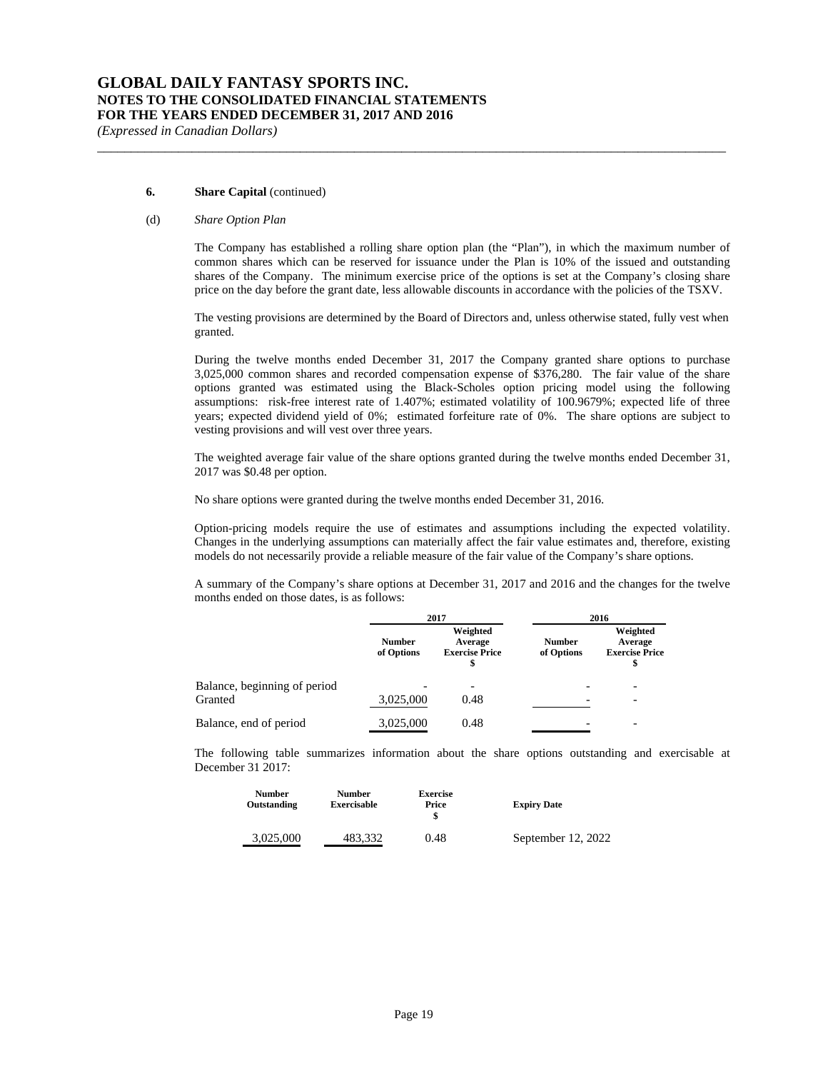**6. Share Capital** (continued)

(d) *Share Option Plan*

The Company has established a rolling share option plan (the "Plan"), in which the maximum number of common shares which can be reserved for issuance under the Plan is 10% of the issued and outstanding shares of the Company. The minimum exercise price of the options is set at the Company's closing share price on the day before the grant date, less allowable discounts in accordance with the policies of the TSXV.

The vesting provisions are determined by the Board of Directors and, unless otherwise stated, fully vest when granted.

During the twelve months ended December 31, 2017 the Company granted share options to purchase 3,025,000 common shares and recorded compensation expense of $376,280. The fair value of the share options granted was estimated using the Black-Scholes option pricing model using the following assumptions: risk-free interest rate of 1.407%; estimated volatility of 100.9679%; expected life of three years; expected dividend yield of 0%; estimated forfeiture rate of 0%. The share options are subject to vesting provisions and will vest over three years.

The weighted average fair value of the share options granted during the twelve months ended December 31, 2017 was $0.48 per option.

No share options were granted during the twelve months ended December 31, 2016.

Option-pricing models require the use of estimates and assumptions including the expected volatility. Changes in the underlying assumptions can materially affect the fair value estimates and, therefore, existing models do not necessarily provide a reliable measure of the fair value of the Company's share options.

A summary of the Company's share options at December 31, 2017 and 2016 and the changes for the twelve months ended on those dates, is as follows:

| | 2017 | | 2016 | |
|---|---|---|---|---|
| | Number of Options | Weighted Average Exercise Price $ | Number of Options | Weighted Average Exercise Price $ |
| Balance, beginning of period | - | - | - | - |
| Granted | 3,025,000 | 0.48 | - | - |
| Balance, end of period | 3,025,000 | 0.48 | - | - |

The following table summarizes information about the share options outstanding and exercisable at December 31 2017:

| Number Outstanding | Number Exercisable | Exercise Price $ | Expiry Date |
|---|---|---|---|
| 3,025,000 | 483,332 | 0.48 | September 12, 2022 |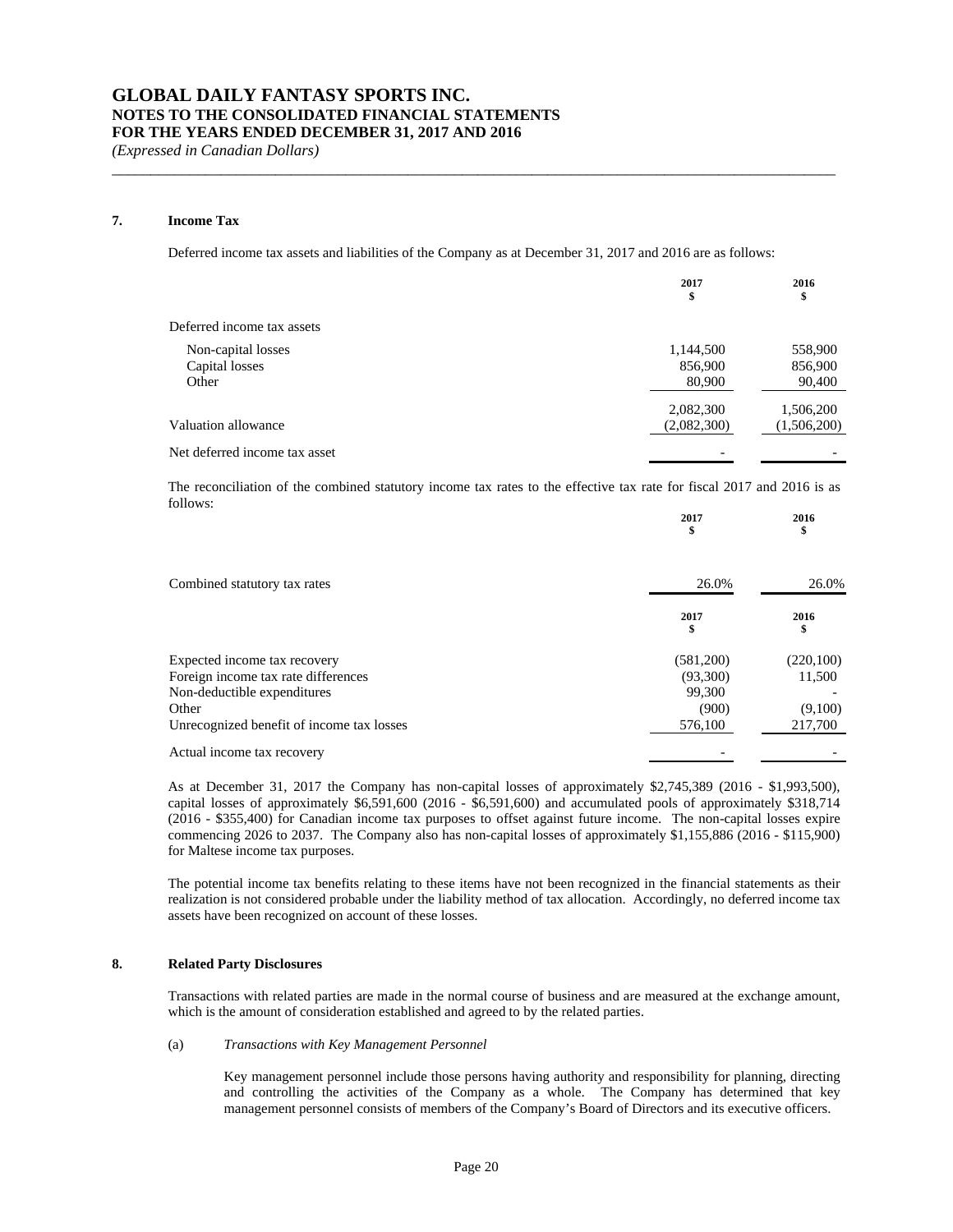## 7. Income Tax

Deferred income tax assets and liabilities of the Company as at December 31, 2017 and 2016 are as follows:

| | 2017<br>$ | 2016<br>$ |
|---|---|---|
| Deferred income tax assets | | |
| Non-capital losses | 1,144,500 | 558,900 |
| Capital losses | 856,900 | 856,900 |
| Other | 80,900 | 90,400 |
| | 2,082,300 | 1,506,200 |
| Valuation allowance | (2,082,300) | (1,506,200) |
| Net deferred income tax asset | - | - |

The reconciliation of the combined statutory income tax rates to the effective tax rate for fiscal 2017 and 2016 is as follows:

| | 2017<br>$ | 2016<br>$ |
|---|---|---|
| Combined statutory tax rates | 26.0% | 26.0% |

| | 2017<br>$ | 2016<br>$ |
|---|---|---|
| Expected income tax recovery | (581,200) | (220,100) |
| Foreign income tax rate differences | (93,300) | 11,500 |
| Non-deductible expenditures | 99,300 | - |
| Other | (900) | (9,100) |
| Unrecognized benefit of income tax losses | 576,100 | 217,700 |
| Actual income tax recovery | - | - |

As at December 31, 2017 the Company has non-capital losses of approximately $2,745,389 (2016 - $1,993,500), capital losses of approximately $6,591,600 (2016 - $6,591,600) and accumulated pools of approximately $318,714 (2016 - $355,400) for Canadian income tax purposes to offset against future income. The non-capital losses expire commencing 2026 to 2037. The Company also has non-capital losses of approximately $1,155,886 (2016 - $115,900) for Maltese income tax purposes.

The potential income tax benefits relating to these items have not been recognized in the financial statements as their realization is not considered probable under the liability method of tax allocation. Accordingly, no deferred income tax assets have been recognized on account of these losses.

## 8. Related Party Disclosures

Transactions with related parties are made in the normal course of business and are measured at the exchange amount, which is the amount of consideration established and agreed to by the related parties.

(a) *Transactions with Key Management Personnel*

Key management personnel include those persons having authority and responsibility for planning, directing and controlling the activities of the Company as a whole. The Company has determined that key management personnel consists of members of the Company's Board of Directors and its executive officers.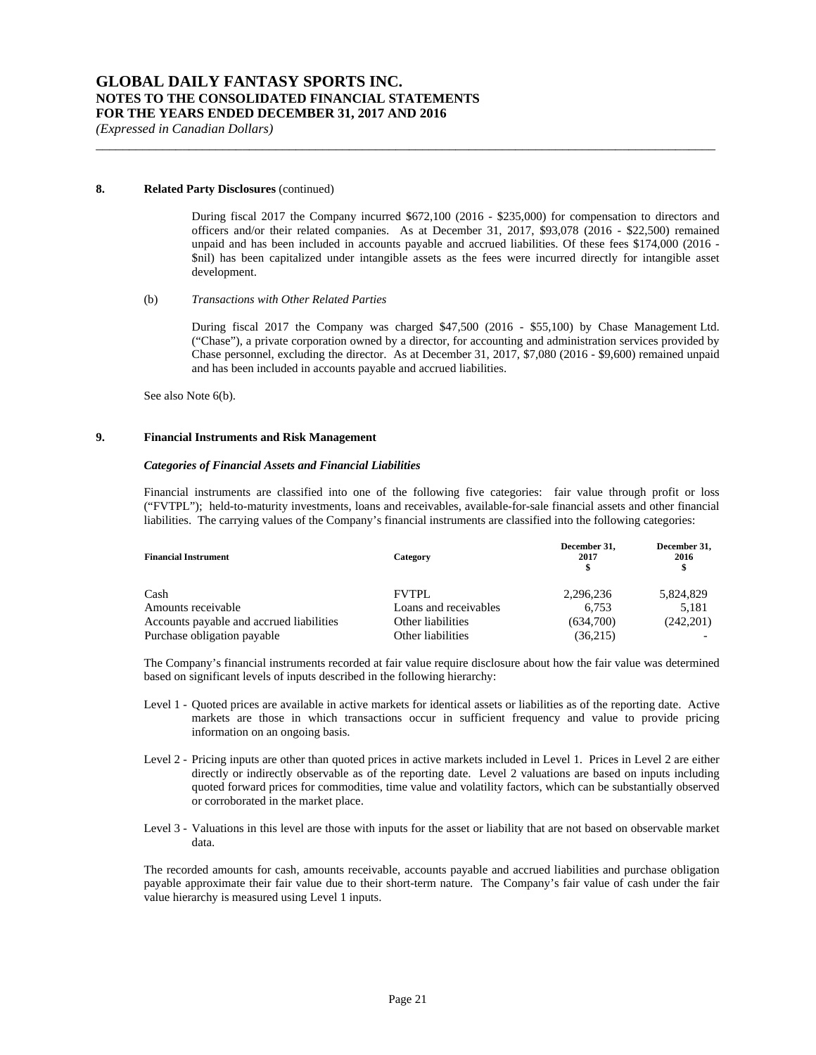## 8. Related Party Disclosures (continued)

During fiscal 2017 the Company incurred $672,100 (2016 - $235,000) for compensation to directors and officers and/or their related companies. As at December 31, 2017, $93,078 (2016 - $22,500) remained unpaid and has been included in accounts payable and accrued liabilities. Of these fees $174,000 (2016 - $nil) has been capitalized under intangible assets as the fees were incurred directly for intangible asset development.

(b) *Transactions with Other Related Parties*

During fiscal 2017 the Company was charged $47,500 (2016 - $55,100) by Chase Management Ltd. ("Chase"), a private corporation owned by a director, for accounting and administration services provided by Chase personnel, excluding the director. As at December 31, 2017, $7,080 (2016 - $9,600) remained unpaid and has been included in accounts payable and accrued liabilities.

See also Note 6(b).

## 9. Financial Instruments and Risk Management

***Categories of Financial Assets and Financial Liabilities***

Financial instruments are classified into one of the following five categories: fair value through profit or loss ("FVTPL"); held-to-maturity investments, loans and receivables, available-for-sale financial assets and other financial liabilities. The carrying values of the Company's financial instruments are classified into the following categories:

| Financial Instrument | Category | December 31, 2017 $ | December 31, 2016 $ |
|---|---|---|---|
| Cash | FVTPL | 2,296,236 | 5,824,829 |
| Amounts receivable | Loans and receivables | 6,753 | 5,181 |
| Accounts payable and accrued liabilities | Other liabilities | (634,700) | (242,201) |
| Purchase obligation payable | Other liabilities | (36,215) | - |

The Company's financial instruments recorded at fair value require disclosure about how the fair value was determined based on significant levels of inputs described in the following hierarchy:

Level 1 - Quoted prices are available in active markets for identical assets or liabilities as of the reporting date. Active markets are those in which transactions occur in sufficient frequency and value to provide pricing information on an ongoing basis.

Level 2 - Pricing inputs are other than quoted prices in active markets included in Level 1. Prices in Level 2 are either directly or indirectly observable as of the reporting date. Level 2 valuations are based on inputs including quoted forward prices for commodities, time value and volatility factors, which can be substantially observed or corroborated in the market place.

Level 3 - Valuations in this level are those with inputs for the asset or liability that are not based on observable market data.

The recorded amounts for cash, amounts receivable, accounts payable and accrued liabilities and purchase obligation payable approximate their fair value due to their short-term nature. The Company's fair value of cash under the fair value hierarchy is measured using Level 1 inputs.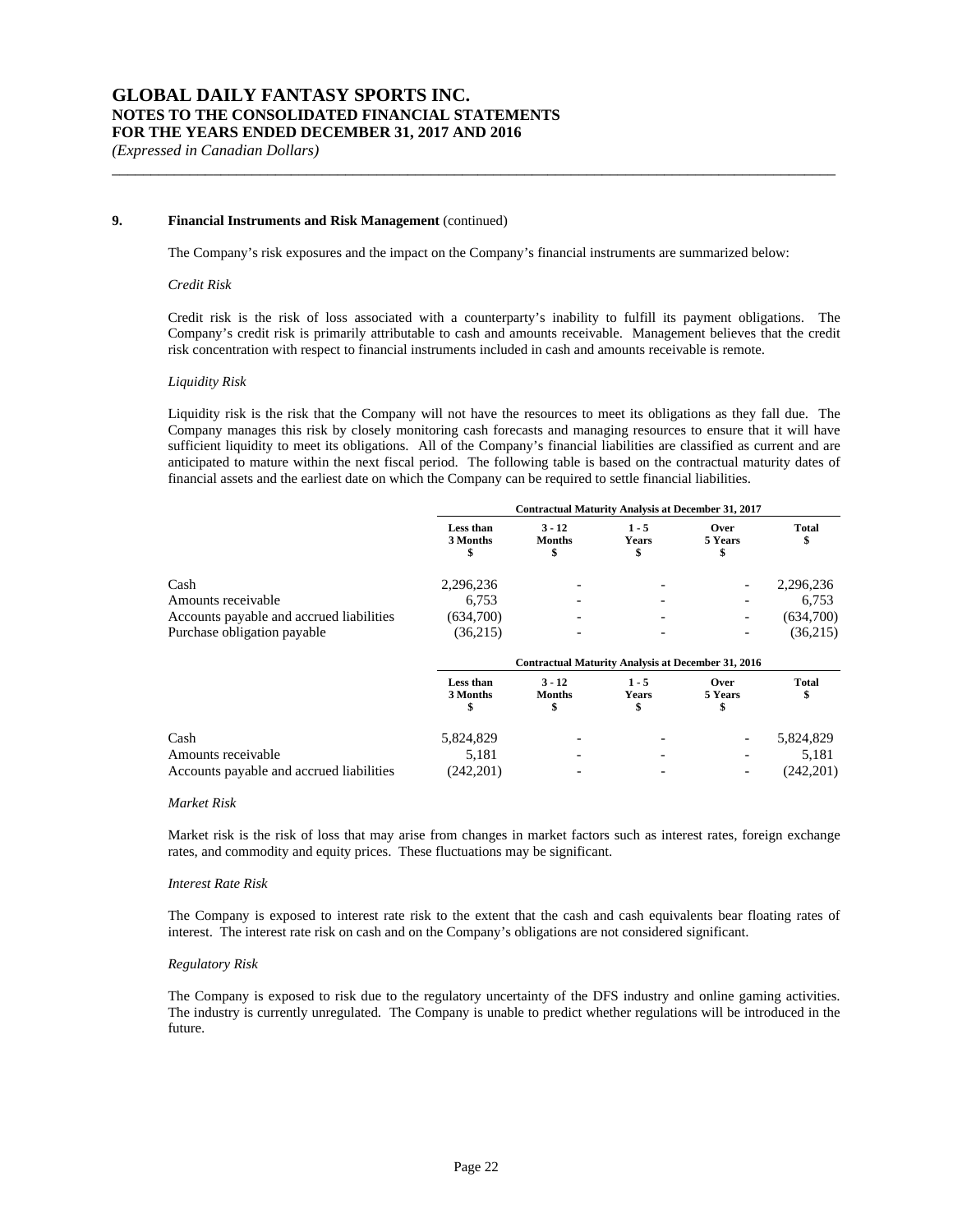### 9. Financial Instruments and Risk Management (continued)

The Company's risk exposures and the impact on the Company's financial instruments are summarized below:

*Credit Risk*

Credit risk is the risk of loss associated with a counterparty's inability to fulfill its payment obligations. The Company's credit risk is primarily attributable to cash and amounts receivable. Management believes that the credit risk concentration with respect to financial instruments included in cash and amounts receivable is remote.

*Liquidity Risk*

Liquidity risk is the risk that the Company will not have the resources to meet its obligations as they fall due. The Company manages this risk by closely monitoring cash forecasts and managing resources to ensure that it will have sufficient liquidity to meet its obligations. All of the Company's financial liabilities are classified as current and are anticipated to mature within the next fiscal period. The following table is based on the contractual maturity dates of financial assets and the earliest date on which the Company can be required to settle financial liabilities.

| | Contractual Maturity Analysis at December 31, 2017 | | | | |
|---|---|---|---|---|---|
| | Less than 3 Months $ | 3 - 12 Months $ | 1 - 5 Years $ | Over 5 Years $ | Total $ |
| Cash | 2,296,236 | - | - | - | 2,296,236 |
| Amounts receivable | 6,753 | - | - | - | 6,753 |
| Accounts payable and accrued liabilities | (634,700) | - | - | - | (634,700) |
| Purchase obligation payable | (36,215) | - | - | - | (36,215) |

| | Contractual Maturity Analysis at December 31, 2016 | | | | |
|---|---|---|---|---|---|
| | Less than 3 Months $ | 3 - 12 Months $ | 1 - 5 Years $ | Over 5 Years $ | Total $ |
| Cash | 5,824,829 | - | - | - | 5,824,829 |
| Amounts receivable | 5,181 | - | - | - | 5,181 |
| Accounts payable and accrued liabilities | (242,201) | - | - | - | (242,201) |

*Market Risk*

Market risk is the risk of loss that may arise from changes in market factors such as interest rates, foreign exchange rates, and commodity and equity prices. These fluctuations may be significant.

*Interest Rate Risk*

The Company is exposed to interest rate risk to the extent that the cash and cash equivalents bear floating rates of interest. The interest rate risk on cash and on the Company's obligations are not considered significant.

*Regulatory Risk*

The Company is exposed to risk due to the regulatory uncertainty of the DFS industry and online gaming activities. The industry is currently unregulated. The Company is unable to predict whether regulations will be introduced in the future.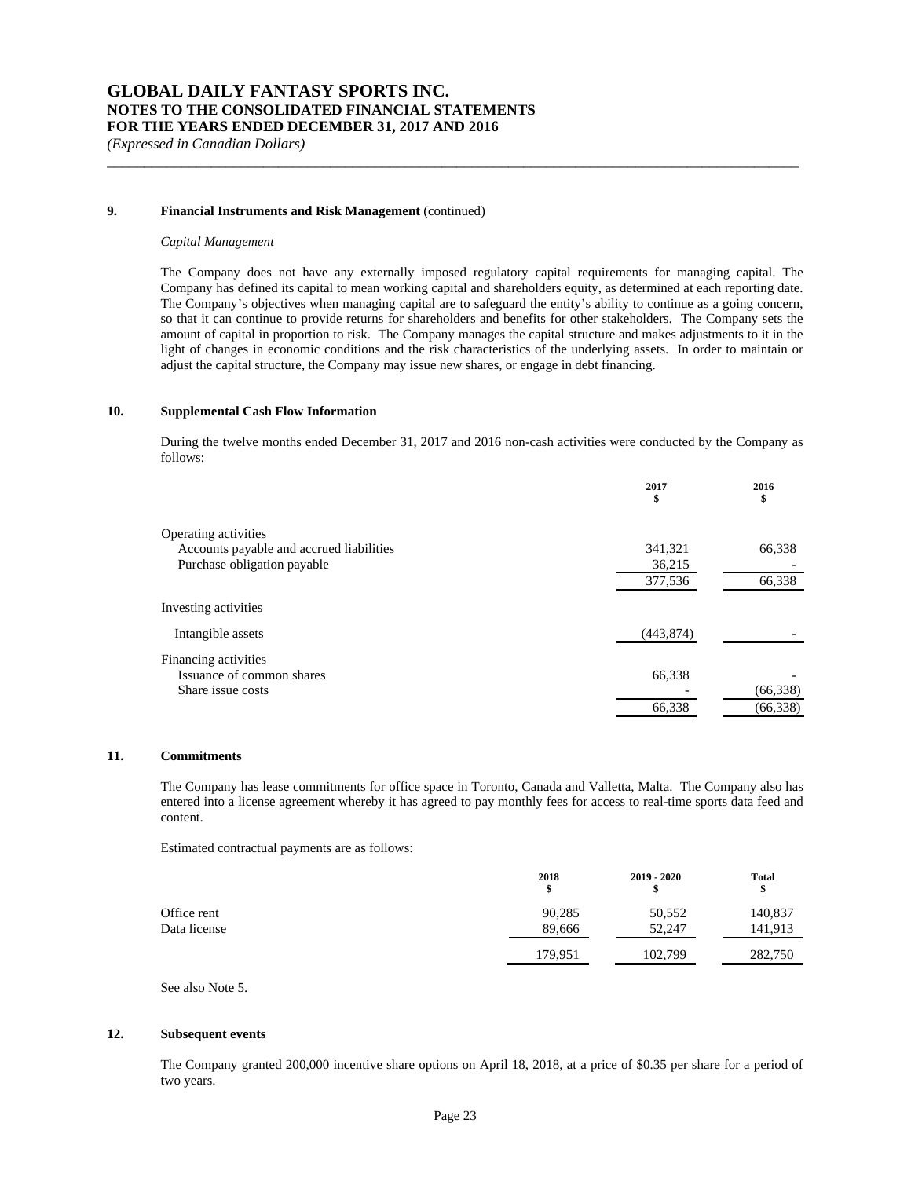**9. Financial Instruments and Risk Management** (continued)

*Capital Management*

The Company does not have any externally imposed regulatory capital requirements for managing capital. The Company has defined its capital to mean working capital and shareholders equity, as determined at each reporting date. The Company's objectives when managing capital are to safeguard the entity's ability to continue as a going concern, so that it can continue to provide returns for shareholders and benefits for other stakeholders. The Company sets the amount of capital in proportion to risk. The Company manages the capital structure and makes adjustments to it in the light of changes in economic conditions and the risk characteristics of the underlying assets. In order to maintain or adjust the capital structure, the Company may issue new shares, or engage in debt financing.

**10. Supplemental Cash Flow Information**

During the twelve months ended December 31, 2017 and 2016 non-cash activities were conducted by the Company as follows:

| | 2017 $ | 2016 $ |
|---|---|---|
| Operating activities | | |
| Accounts payable and accrued liabilities | 341,321 | 66,338 |
| Purchase obligation payable | 36,215 | - |
| | 377,536 | 66,338 |
| Investing activities | | |
| Intangible assets | (443,874) | - |
| Financing activities | | |
| Issuance of common shares | 66,338 | - |
| Share issue costs | - | (66,338) |
| | 66,338 | (66,338) |

**11. Commitments**

The Company has lease commitments for office space in Toronto, Canada and Valletta, Malta. The Company also has entered into a license agreement whereby it has agreed to pay monthly fees for access to real-time sports data feed and content.

Estimated contractual payments are as follows:

| | 2018 $ | 2019 - 2020 $ | Total $ |
|---|---|---|---|
| Office rent | 90,285 | 50,552 | 140,837 |
| Data license | 89,666 | 52,247 | 141,913 |
| | 179,951 | 102,799 | 282,750 |

See also Note 5.

**12. Subsequent events**

The Company granted 200,000 incentive share options on April 18, 2018, at a price of $0.35 per share for a period of two years.